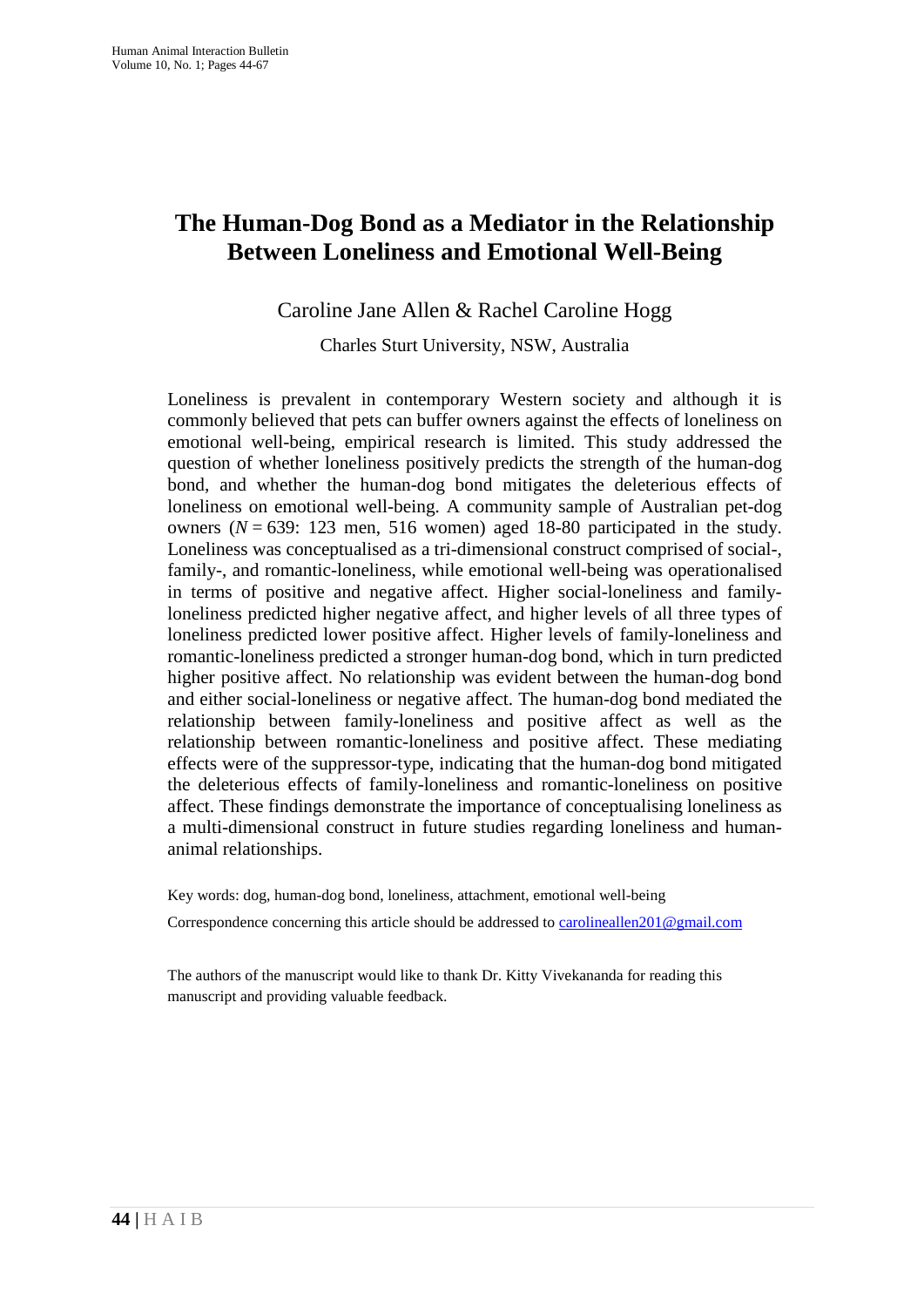# The Human-Dog Bond as a Mediator in the Relationship Between Loneliness and Emotional Well-Being

Caroline Jane Allen & Rachel Caroline Hogg

Charles Sturt University, NSW, Australia

Loneliness is prevalent in contemporary Western society and although it is commonly believed that pets can buffer owners against the effects of loneliness on emotional well-being, empirical research is limited. This study addressed the question of whether loneliness positively predicts the strength of the human-dog bond, and whether the human-dog bond mitigates the deleterious effects of loneliness on emotional well-being. A community sample of Australian pet-dog owners ($N = 639$: 123 men, 516 women) aged 18-80 participated in the study. Loneliness was conceptualised as a tri-dimensional construct comprised of social-, family-, and romantic-loneliness, while emotional well-being was operationalised in terms of positive and negative affect. Higher social-loneliness and family-loneliness predicted higher negative affect, and higher levels of all three types of loneliness predicted lower positive affect. Higher levels of family-loneliness and romantic-loneliness predicted a stronger human-dog bond, which in turn predicted higher positive affect. No relationship was evident between the human-dog bond and either social-loneliness or negative affect. The human-dog bond mediated the relationship between family-loneliness and positive affect as well as the relationship between romantic-loneliness and positive affect. These mediating effects were of the suppressor-type, indicating that the human-dog bond mitigated the deleterious effects of family-loneliness and romantic-loneliness on positive affect. These findings demonstrate the importance of conceptualising loneliness as a multi-dimensional construct in future studies regarding loneliness and human-animal relationships.

Key words: dog, human-dog bond, loneliness, attachment, emotional well-being

Correspondence concerning this article should be addressed to carolineallen201@gmail.com

The authors of the manuscript would like to thank Dr. Kitty Vivekananda for reading this manuscript and providing valuable feedback.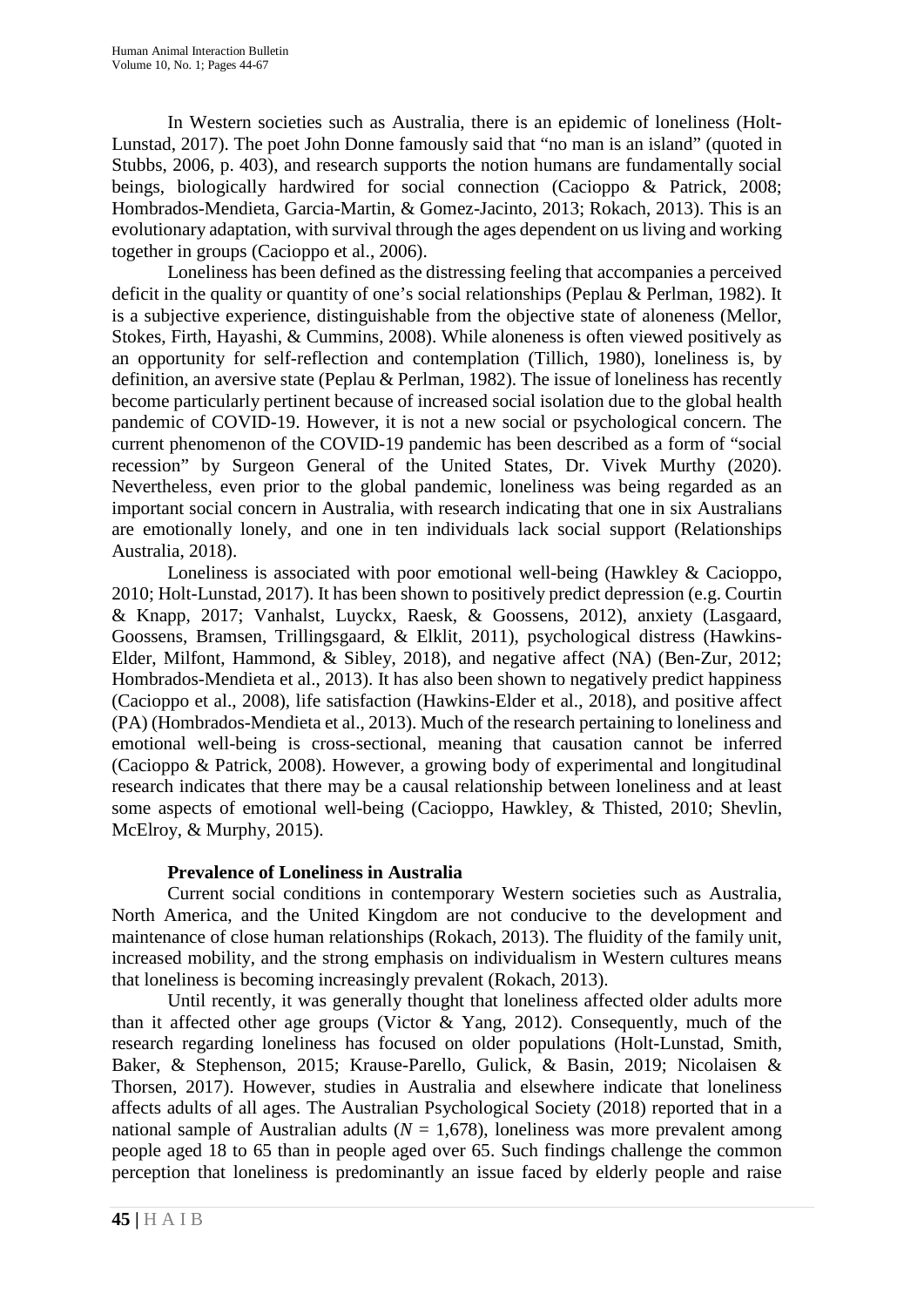In Western societies such as Australia, there is an epidemic of loneliness (Holt-Lunstad, 2017). The poet John Donne famously said that "no man is an island" (quoted in Stubbs, 2006, p. 403), and research supports the notion humans are fundamentally social beings, biologically hardwired for social connection (Cacioppo & Patrick, 2008; Hombrados-Mendieta, Garcia-Martin, & Gomez-Jacinto, 2013; Rokach, 2013). This is an evolutionary adaptation, with survival through the ages dependent on us living and working together in groups (Cacioppo et al., 2006).

Loneliness has been defined as the distressing feeling that accompanies a perceived deficit in the quality or quantity of one's social relationships (Peplau & Perlman, 1982). It is a subjective experience, distinguishable from the objective state of aloneness (Mellor, Stokes, Firth, Hayashi, & Cummins, 2008). While aloneness is often viewed positively as an opportunity for self-reflection and contemplation (Tillich, 1980), loneliness is, by definition, an aversive state (Peplau & Perlman, 1982). The issue of loneliness has recently become particularly pertinent because of increased social isolation due to the global health pandemic of COVID-19. However, it is not a new social or psychological concern. The current phenomenon of the COVID-19 pandemic has been described as a form of "social recession" by Surgeon General of the United States, Dr. Vivek Murthy (2020). Nevertheless, even prior to the global pandemic, loneliness was being regarded as an important social concern in Australia, with research indicating that one in six Australians are emotionally lonely, and one in ten individuals lack social support (Relationships Australia, 2018).

Loneliness is associated with poor emotional well-being (Hawkley & Cacioppo, 2010; Holt-Lunstad, 2017). It has been shown to positively predict depression (e.g. Courtin & Knapp, 2017; Vanhalst, Luyckx, Raesk, & Goossens, 2012), anxiety (Lasgaard, Goossens, Bramsen, Trillingsgaard, & Elklit, 2011), psychological distress (Hawkins-Elder, Milfont, Hammond, & Sibley, 2018), and negative affect (NA) (Ben-Zur, 2012; Hombrados-Mendieta et al., 2013). It has also been shown to negatively predict happiness (Cacioppo et al., 2008), life satisfaction (Hawkins-Elder et al., 2018), and positive affect (PA) (Hombrados-Mendieta et al., 2013). Much of the research pertaining to loneliness and emotional well-being is cross-sectional, meaning that causation cannot be inferred (Cacioppo & Patrick, 2008). However, a growing body of experimental and longitudinal research indicates that there may be a causal relationship between loneliness and at least some aspects of emotional well-being (Cacioppo, Hawkley, & Thisted, 2010; Shevlin, McElroy, & Murphy, 2015).

## Prevalence of Loneliness in Australia

Current social conditions in contemporary Western societies such as Australia, North America, and the United Kingdom are not conducive to the development and maintenance of close human relationships (Rokach, 2013). The fluidity of the family unit, increased mobility, and the strong emphasis on individualism in Western cultures means that loneliness is becoming increasingly prevalent (Rokach, 2013).

Until recently, it was generally thought that loneliness affected older adults more than it affected other age groups (Victor & Yang, 2012). Consequently, much of the research regarding loneliness has focused on older populations (Holt-Lunstad, Smith, Baker, & Stephenson, 2015; Krause-Parello, Gulick, & Basin, 2019; Nicolaisen & Thorsen, 2017). However, studies in Australia and elsewhere indicate that loneliness affects adults of all ages. The Australian Psychological Society (2018) reported that in a national sample of Australian adults ($N$ = 1,678), loneliness was more prevalent among people aged 18 to 65 than in people aged over 65. Such findings challenge the common perception that loneliness is predominantly an issue faced by elderly people and raise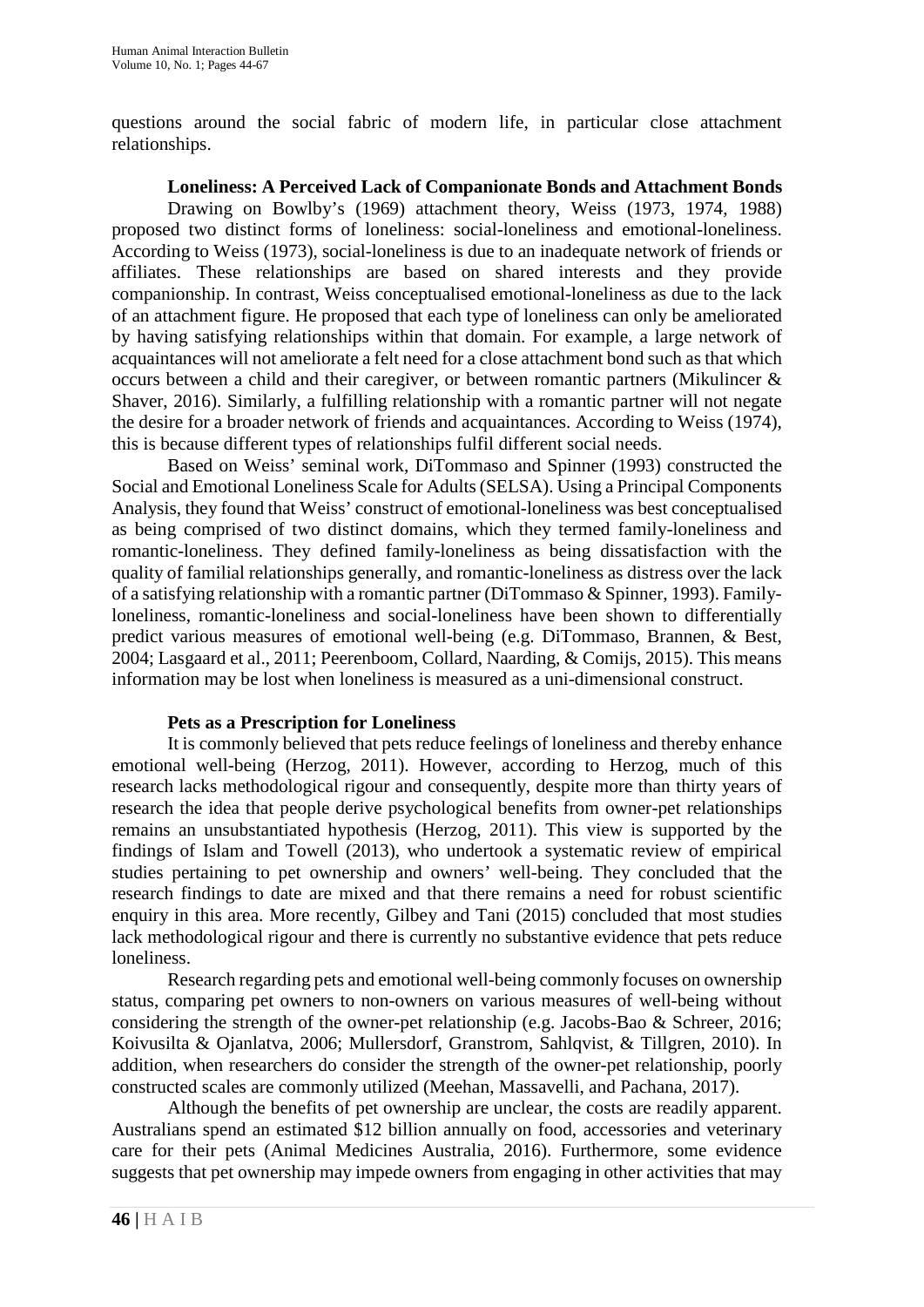questions around the social fabric of modern life, in particular close attachment relationships.

### Loneliness: A Perceived Lack of Companionate Bonds and Attachment Bonds

Drawing on Bowlby's (1969) attachment theory, Weiss (1973, 1974, 1988) proposed two distinct forms of loneliness: social-loneliness and emotional-loneliness. According to Weiss (1973), social-loneliness is due to an inadequate network of friends or affiliates. These relationships are based on shared interests and they provide companionship. In contrast, Weiss conceptualised emotional-loneliness as due to the lack of an attachment figure. He proposed that each type of loneliness can only be ameliorated by having satisfying relationships within that domain. For example, a large network of acquaintances will not ameliorate a felt need for a close attachment bond such as that which occurs between a child and their caregiver, or between romantic partners (Mikulincer & Shaver, 2016). Similarly, a fulfilling relationship with a romantic partner will not negate the desire for a broader network of friends and acquaintances. According to Weiss (1974), this is because different types of relationships fulfil different social needs.

Based on Weiss' seminal work, DiTommaso and Spinner (1993) constructed the Social and Emotional Loneliness Scale for Adults (SELSA). Using a Principal Components Analysis, they found that Weiss' construct of emotional-loneliness was best conceptualised as being comprised of two distinct domains, which they termed family-loneliness and romantic-loneliness. They defined family-loneliness as being dissatisfaction with the quality of familial relationships generally, and romantic-loneliness as distress over the lack of a satisfying relationship with a romantic partner (DiTommaso & Spinner, 1993). Family-loneliness, romantic-loneliness and social-loneliness have been shown to differentially predict various measures of emotional well-being (e.g. DiTommaso, Brannen, & Best, 2004; Lasgaard et al., 2011; Peerenboom, Collard, Naarding, & Comijs, 2015). This means information may be lost when loneliness is measured as a uni-dimensional construct.

### Pets as a Prescription for Loneliness

It is commonly believed that pets reduce feelings of loneliness and thereby enhance emotional well-being (Herzog, 2011). However, according to Herzog, much of this research lacks methodological rigour and consequently, despite more than thirty years of research the idea that people derive psychological benefits from owner-pet relationships remains an unsubstantiated hypothesis (Herzog, 2011). This view is supported by the findings of Islam and Towell (2013), who undertook a systematic review of empirical studies pertaining to pet ownership and owners' well-being. They concluded that the research findings to date are mixed and that there remains a need for robust scientific enquiry in this area. More recently, Gilbey and Tani (2015) concluded that most studies lack methodological rigour and there is currently no substantive evidence that pets reduce loneliness.

Research regarding pets and emotional well-being commonly focuses on ownership status, comparing pet owners to non-owners on various measures of well-being without considering the strength of the owner-pet relationship (e.g. Jacobs-Bao & Schreer, 2016; Koivusilta & Ojanlatva, 2006; Mullersdorf, Granstrom, Sahlqvist, & Tillgren, 2010). In addition, when researchers do consider the strength of the owner-pet relationship, poorly constructed scales are commonly utilized (Meehan, Massavelli, and Pachana, 2017).

Although the benefits of pet ownership are unclear, the costs are readily apparent. Australians spend an estimated $12 billion annually on food, accessories and veterinary care for their pets (Animal Medicines Australia, 2016). Furthermore, some evidence suggests that pet ownership may impede owners from engaging in other activities that may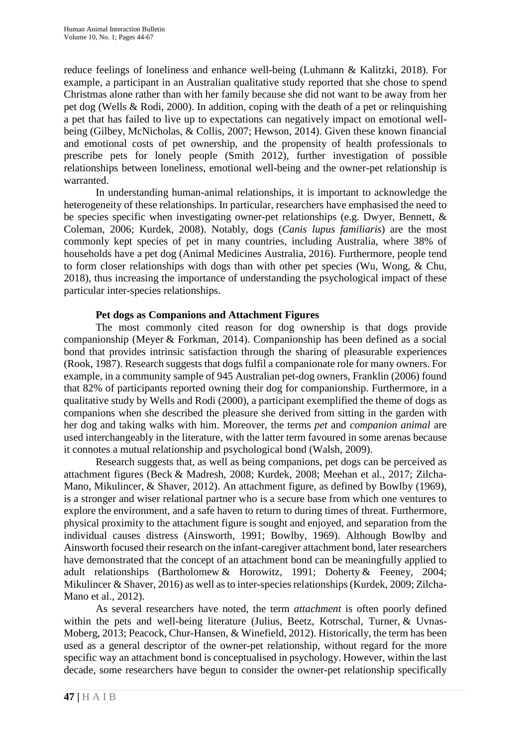reduce feelings of loneliness and enhance well-being (Luhmann & Kalitzki, 2018). For example, a participant in an Australian qualitative study reported that she chose to spend Christmas alone rather than with her family because she did not want to be away from her pet dog (Wells & Rodi, 2000). In addition, coping with the death of a pet or relinquishing a pet that has failed to live up to expectations can negatively impact on emotional well-being (Gilbey, McNicholas, & Collis, 2007; Hewson, 2014). Given these known financial and emotional costs of pet ownership, and the propensity of health professionals to prescribe pets for lonely people (Smith 2012), further investigation of possible relationships between loneliness, emotional well-being and the owner-pet relationship is warranted.

In understanding human-animal relationships, it is important to acknowledge the heterogeneity of these relationships. In particular, researchers have emphasised the need to be species specific when investigating owner-pet relationships (e.g. Dwyer, Bennett, & Coleman, 2006; Kurdek, 2008). Notably, dogs (*Canis lupus familiaris*) are the most commonly kept species of pet in many countries, including Australia, where 38% of households have a pet dog (Animal Medicines Australia, 2016). Furthermore, people tend to form closer relationships with dogs than with other pet species (Wu, Wong, & Chu, 2018), thus increasing the importance of understanding the psychological impact of these particular inter-species relationships.

### Pet dogs as Companions and Attachment Figures

The most commonly cited reason for dog ownership is that dogs provide companionship (Meyer & Forkman, 2014). Companionship has been defined as a social bond that provides intrinsic satisfaction through the sharing of pleasurable experiences (Rook, 1987). Research suggests that dogs fulfil a companionate role for many owners. For example, in a community sample of 945 Australian pet-dog owners, Franklin (2006) found that 82% of participants reported owning their dog for companionship. Furthermore, in a qualitative study by Wells and Rodi (2000), a participant exemplified the theme of dogs as companions when she described the pleasure she derived from sitting in the garden with her dog and taking walks with him. Moreover, the terms *pet* and *companion animal* are used interchangeably in the literature, with the latter term favoured in some arenas because it connotes a mutual relationship and psychological bond (Walsh, 2009).

Research suggests that, as well as being companions, pet dogs can be perceived as attachment figures (Beck & Madresh, 2008; Kurdek, 2008; Meehan et al., 2017; Zilcha-Mano, Mikulincer, & Shaver, 2012). An attachment figure, as defined by Bowlby (1969), is a stronger and wiser relational partner who is a secure base from which one ventures to explore the environment, and a safe haven to return to during times of threat. Furthermore, physical proximity to the attachment figure is sought and enjoyed, and separation from the individual causes distress (Ainsworth, 1991; Bowlby, 1969). Although Bowlby and Ainsworth focused their research on the infant-caregiver attachment bond, later researchers have demonstrated that the concept of an attachment bond can be meaningfully applied to adult relationships (Bartholomew & Horowitz, 1991; Doherty & Feeney, 2004; Mikulincer & Shaver, 2016) as well as to inter-species relationships (Kurdek, 2009; Zilcha-Mano et al., 2012).

As several researchers have noted, the term *attachment* is often poorly defined within the pets and well-being literature (Julius, Beetz, Kotrschal, Turner, & Uvnas-Moberg, 2013; Peacock, Chur-Hansen, & Winefield, 2012). Historically, the term has been used as a general descriptor of the owner-pet relationship, without regard for the more specific way an attachment bond is conceptualised in psychology. However, within the last decade, some researchers have begun to consider the owner-pet relationship specifically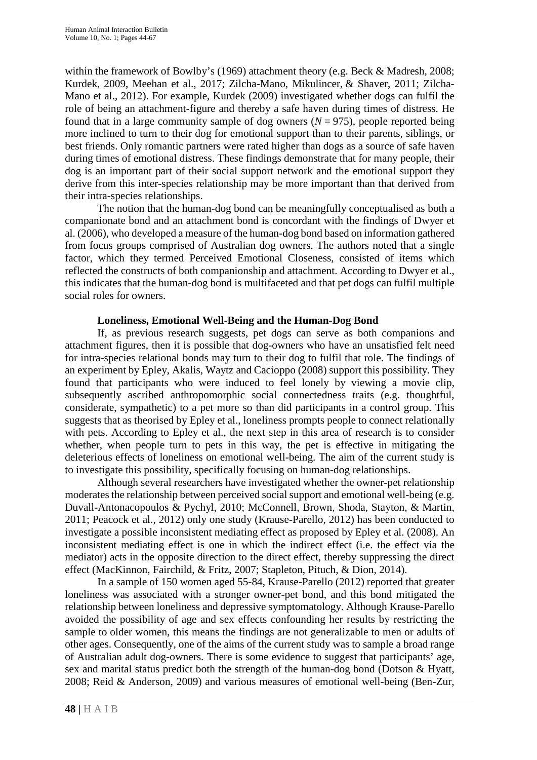within the framework of Bowlby's (1969) attachment theory (e.g. Beck & Madresh, 2008; Kurdek, 2009, Meehan et al., 2017; Zilcha-Mano, Mikulincer, & Shaver, 2011; Zilcha-Mano et al., 2012). For example, Kurdek (2009) investigated whether dogs can fulfil the role of being an attachment-figure and thereby a safe haven during times of distress. He found that in a large community sample of dog owners ($N = 975$), people reported being more inclined to turn to their dog for emotional support than to their parents, siblings, or best friends. Only romantic partners were rated higher than dogs as a source of safe haven during times of emotional distress. These findings demonstrate that for many people, their dog is an important part of their social support network and the emotional support they derive from this inter-species relationship may be more important than that derived from their intra-species relationships.

The notion that the human-dog bond can be meaningfully conceptualised as both a companionate bond and an attachment bond is concordant with the findings of Dwyer et al. (2006), who developed a measure of the human-dog bond based on information gathered from focus groups comprised of Australian dog owners. The authors noted that a single factor, which they termed Perceived Emotional Closeness, consisted of items which reflected the constructs of both companionship and attachment. According to Dwyer et al., this indicates that the human-dog bond is multifaceted and that pet dogs can fulfil multiple social roles for owners.

### Loneliness, Emotional Well-Being and the Human-Dog Bond

If, as previous research suggests, pet dogs can serve as both companions and attachment figures, then it is possible that dog-owners who have an unsatisfied felt need for intra-species relational bonds may turn to their dog to fulfil that role. The findings of an experiment by Epley, Akalis, Waytz and Cacioppo (2008) support this possibility. They found that participants who were induced to feel lonely by viewing a movie clip, subsequently ascribed anthropomorphic social connectedness traits (e.g. thoughtful, considerate, sympathetic) to a pet more so than did participants in a control group. This suggests that as theorised by Epley et al., loneliness prompts people to connect relationally with pets. According to Epley et al., the next step in this area of research is to consider whether, when people turn to pets in this way, the pet is effective in mitigating the deleterious effects of loneliness on emotional well-being. The aim of the current study is to investigate this possibility, specifically focusing on human-dog relationships.

Although several researchers have investigated whether the owner-pet relationship moderates the relationship between perceived social support and emotional well-being (e.g. Duvall-Antonacopoulos & Pychyl, 2010; McConnell, Brown, Shoda, Stayton, & Martin, 2011; Peacock et al., 2012) only one study (Krause-Parello, 2012) has been conducted to investigate a possible inconsistent mediating effect as proposed by Epley et al. (2008). An inconsistent mediating effect is one in which the indirect effect (i.e. the effect via the mediator) acts in the opposite direction to the direct effect, thereby suppressing the direct effect (MacKinnon, Fairchild, & Fritz, 2007; Stapleton, Pituch, & Dion, 2014).

In a sample of 150 women aged 55-84, Krause-Parello (2012) reported that greater loneliness was associated with a stronger owner-pet bond, and this bond mitigated the relationship between loneliness and depressive symptomatology. Although Krause-Parello avoided the possibility of age and sex effects confounding her results by restricting the sample to older women, this means the findings are not generalizable to men or adults of other ages. Consequently, one of the aims of the current study was to sample a broad range of Australian adult dog-owners. There is some evidence to suggest that participants' age, sex and marital status predict both the strength of the human-dog bond (Dotson & Hyatt, 2008; Reid & Anderson, 2009) and various measures of emotional well-being (Ben-Zur,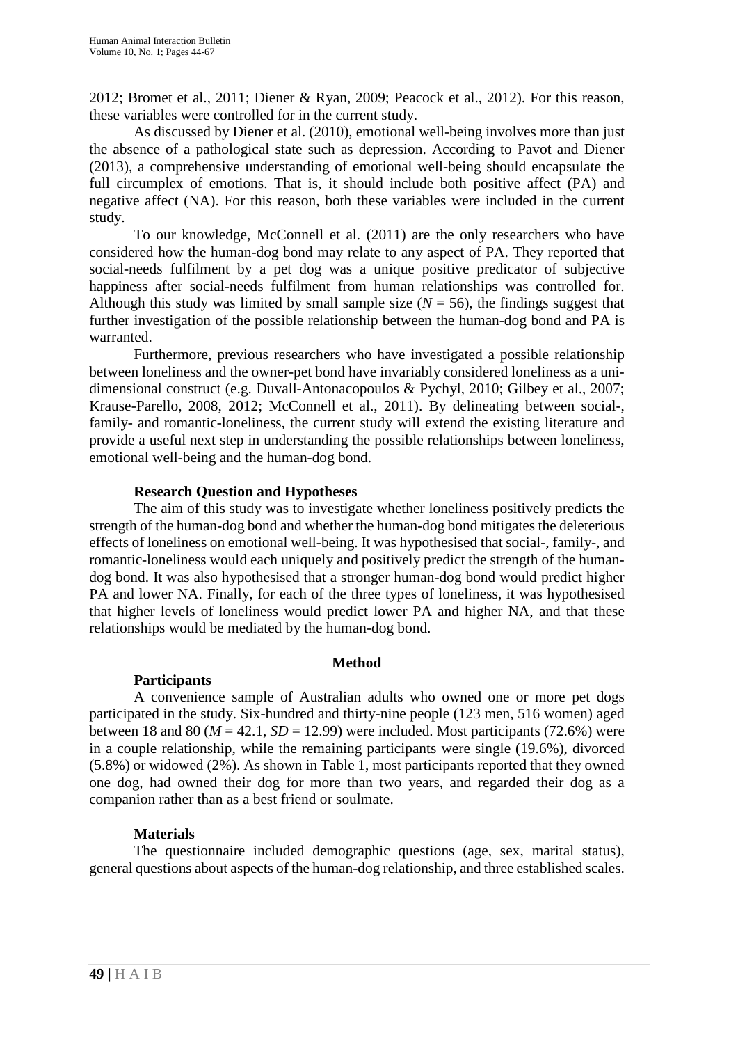2012; Bromet et al., 2011; Diener & Ryan, 2009; Peacock et al., 2012). For this reason, these variables were controlled for in the current study.

As discussed by Diener et al. (2010), emotional well-being involves more than just the absence of a pathological state such as depression. According to Pavot and Diener (2013), a comprehensive understanding of emotional well-being should encapsulate the full circumplex of emotions. That is, it should include both positive affect (PA) and negative affect (NA). For this reason, both these variables were included in the current study.

To our knowledge, McConnell et al. (2011) are the only researchers who have considered how the human-dog bond may relate to any aspect of PA. They reported that social-needs fulfilment by a pet dog was a unique positive predicator of subjective happiness after social-needs fulfilment from human relationships was controlled for. Although this study was limited by small sample size ($N$ = 56), the findings suggest that further investigation of the possible relationship between the human-dog bond and PA is warranted.

Furthermore, previous researchers who have investigated a possible relationship between loneliness and the owner-pet bond have invariably considered loneliness as a uni-dimensional construct (e.g. Duvall-Antonacopoulos & Pychyl, 2010; Gilbey et al., 2007; Krause-Parello, 2008, 2012; McConnell et al., 2011). By delineating between social-, family- and romantic-loneliness, the current study will extend the existing literature and provide a useful next step in understanding the possible relationships between loneliness, emotional well-being and the human-dog bond.

### Research Question and Hypotheses

The aim of this study was to investigate whether loneliness positively predicts the strength of the human-dog bond and whether the human-dog bond mitigates the deleterious effects of loneliness on emotional well-being. It was hypothesised that social-, family-, and romantic-loneliness would each uniquely and positively predict the strength of the human-dog bond. It was also hypothesised that a stronger human-dog bond would predict higher PA and lower NA. Finally, for each of the three types of loneliness, it was hypothesised that higher levels of loneliness would predict lower PA and higher NA, and that these relationships would be mediated by the human-dog bond.

## Method

### Participants

A convenience sample of Australian adults who owned one or more pet dogs participated in the study. Six-hundred and thirty-nine people (123 men, 516 women) aged between 18 and 80 ($M$ = 42.1, $SD$ = 12.99) were included. Most participants (72.6%) were in a couple relationship, while the remaining participants were single (19.6%), divorced (5.8%) or widowed (2%). As shown in Table 1, most participants reported that they owned one dog, had owned their dog for more than two years, and regarded their dog as a companion rather than as a best friend or soulmate.

### Materials

The questionnaire included demographic questions (age, sex, marital status), general questions about aspects of the human-dog relationship, and three established scales.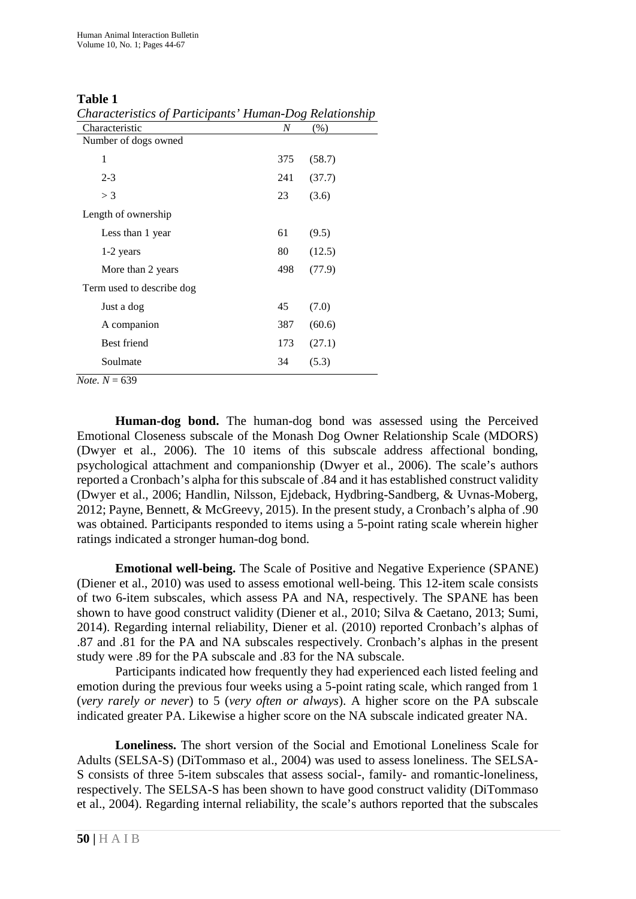**Table 1**

*Characteristics of Participants' Human-Dog Relationship*

| Characteristic | *N* | (%) |
|---|---|---|
| Number of dogs owned | | |
| 1 | 375 | (58.7) |
| 2-3 | 241 | (37.7) |
| > 3 | 23 | (3.6) |
| Length of ownership | | |
| Less than 1 year | 61 | (9.5) |
| 1-2 years | 80 | (12.5) |
| More than 2 years | 498 | (77.9) |
| Term used to describe dog | | |
| Just a dog | 45 | (7.0) |
| A companion | 387 | (60.6) |
| Best friend | 173 | (27.1) |
| Soulmate | 34 | (5.3) |

*Note*. *N* = 639

**Human-dog bond.** The human-dog bond was assessed using the Perceived Emotional Closeness subscale of the Monash Dog Owner Relationship Scale (MDORS) (Dwyer et al., 2006). The 10 items of this subscale address affectional bonding, psychological attachment and companionship (Dwyer et al., 2006). The scale's authors reported a Cronbach's alpha for this subscale of .84 and it has established construct validity (Dwyer et al., 2006; Handlin, Nilsson, Ejdeback, Hydbring-Sandberg, & Uvnas-Moberg, 2012; Payne, Bennett, & McGreevy, 2015). In the present study, a Cronbach's alpha of .90 was obtained. Participants responded to items using a 5-point rating scale wherein higher ratings indicated a stronger human-dog bond.

**Emotional well-being.** The Scale of Positive and Negative Experience (SPANE) (Diener et al., 2010) was used to assess emotional well-being. This 12-item scale consists of two 6-item subscales, which assess PA and NA, respectively. The SPANE has been shown to have good construct validity (Diener et al., 2010; Silva & Caetano, 2013; Sumi, 2014). Regarding internal reliability, Diener et al. (2010) reported Cronbach's alphas of .87 and .81 for the PA and NA subscales respectively. Cronbach's alphas in the present study were .89 for the PA subscale and .83 for the NA subscale.

Participants indicated how frequently they had experienced each listed feeling and emotion during the previous four weeks using a 5-point rating scale, which ranged from 1 (*very rarely or never*) to 5 (*very often or always*). A higher score on the PA subscale indicated greater PA. Likewise a higher score on the NA subscale indicated greater NA.

**Loneliness.** The short version of the Social and Emotional Loneliness Scale for Adults (SELSA-S) (DiTommaso et al., 2004) was used to assess loneliness. The SELSA-S consists of three 5-item subscales that assess social-, family- and romantic-loneliness, respectively. The SELSA-S has been shown to have good construct validity (DiTommaso et al., 2004). Regarding internal reliability, the scale's authors reported that the subscales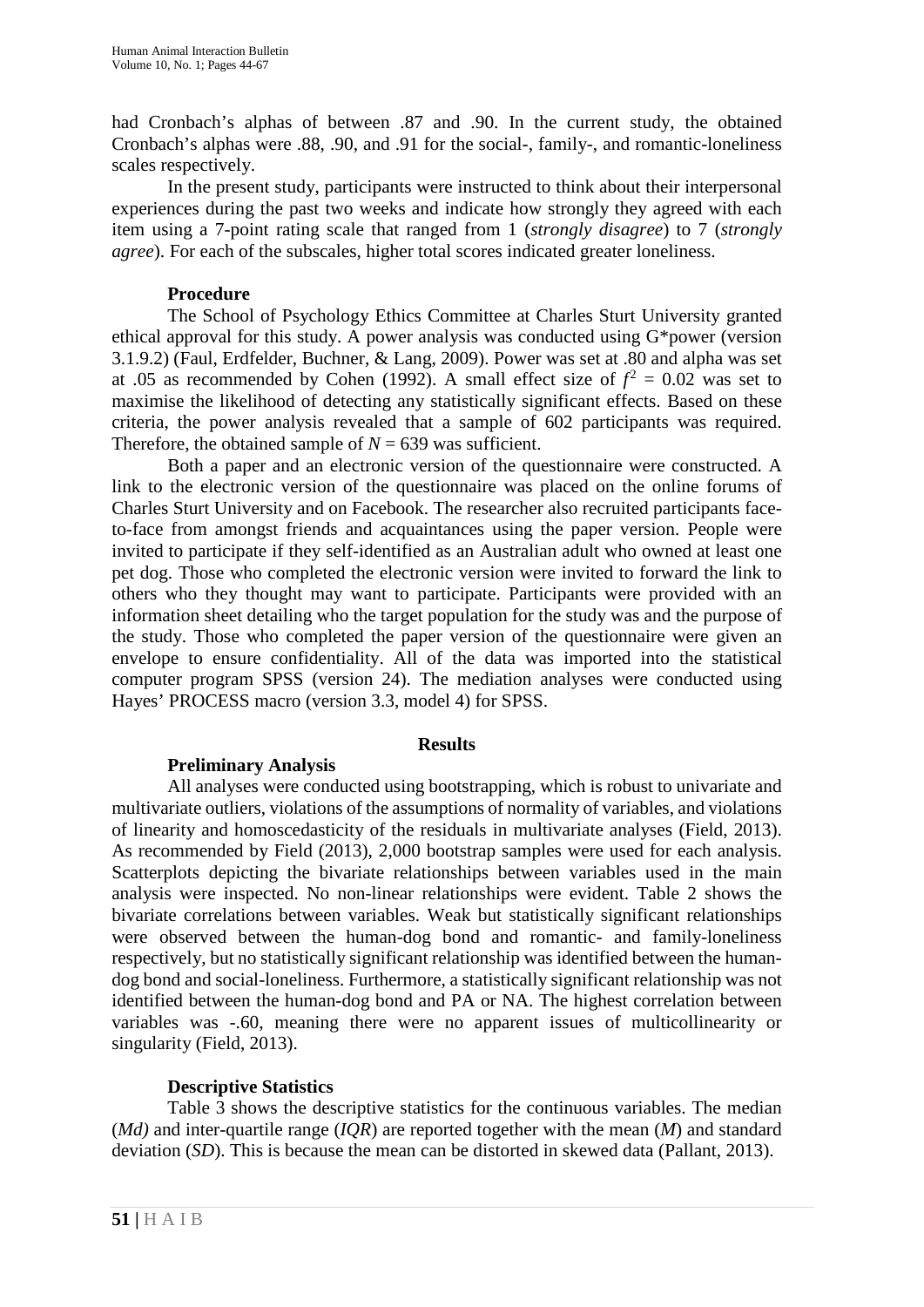had Cronbach's alphas of between .87 and .90. In the current study, the obtained Cronbach's alphas were .88, .90, and .91 for the social-, family-, and romantic-loneliness scales respectively.

In the present study, participants were instructed to think about their interpersonal experiences during the past two weeks and indicate how strongly they agreed with each item using a 7-point rating scale that ranged from 1 (*strongly disagree*) to 7 (*strongly agree*). For each of the subscales, higher total scores indicated greater loneliness.

### Procedure

The School of Psychology Ethics Committee at Charles Sturt University granted ethical approval for this study. A power analysis was conducted using G*power (version 3.1.9.2) (Faul, Erdfelder, Buchner, & Lang, 2009). Power was set at .80 and alpha was set at .05 as recommended by Cohen (1992). A small effect size of $f^2 = 0.02$ was set to maximise the likelihood of detecting any statistically significant effects. Based on these criteria, the power analysis revealed that a sample of 602 participants was required. Therefore, the obtained sample of $N = 639$ was sufficient.

Both a paper and an electronic version of the questionnaire were constructed. A link to the electronic version of the questionnaire was placed on the online forums of Charles Sturt University and on Facebook. The researcher also recruited participants face-to-face from amongst friends and acquaintances using the paper version. People were invited to participate if they self-identified as an Australian adult who owned at least one pet dog. Those who completed the electronic version were invited to forward the link to others who they thought may want to participate. Participants were provided with an information sheet detailing who the target population for the study was and the purpose of the study. Those who completed the paper version of the questionnaire were given an envelope to ensure confidentiality. All of the data was imported into the statistical computer program SPSS (version 24). The mediation analyses were conducted using Hayes' PROCESS macro (version 3.3, model 4) for SPSS.

## Results

### Preliminary Analysis

All analyses were conducted using bootstrapping, which is robust to univariate and multivariate outliers, violations of the assumptions of normality of variables, and violations of linearity and homoscedasticity of the residuals in multivariate analyses (Field, 2013). As recommended by Field (2013), 2,000 bootstrap samples were used for each analysis. Scatterplots depicting the bivariate relationships between variables used in the main analysis were inspected. No non-linear relationships were evident. Table 2 shows the bivariate correlations between variables. Weak but statistically significant relationships were observed between the human-dog bond and romantic- and family-loneliness respectively, but no statistically significant relationship was identified between the human-dog bond and social-loneliness. Furthermore, a statistically significant relationship was not identified between the human-dog bond and PA or NA. The highest correlation between variables was -.60, meaning there were no apparent issues of multicollinearity or singularity (Field, 2013).

### Descriptive Statistics

Table 3 shows the descriptive statistics for the continuous variables. The median (*Md)* and inter-quartile range (*IQR*) are reported together with the mean (*M*) and standard deviation (*SD*). This is because the mean can be distorted in skewed data (Pallant, 2013).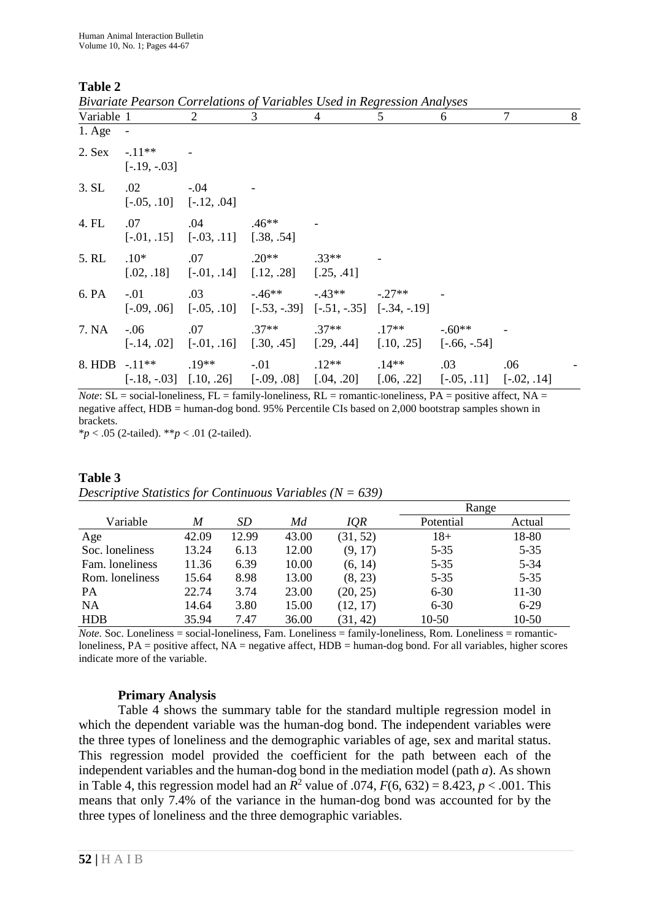**Table 2**

*Bivariate Pearson Correlations of Variables Used in Regression Analyses*

| Variable | 1 | 2 | 3 | 4 | 5 | 6 | 7 | 8 |
|---|---|---|---|---|---|---|---|---|
| 1. Age | - | | | | | | | |
| 2. Sex | -.11** [-.19, -.03] | - | | | | | | |
| 3. SL | .02 [-.05, .10] | -.04 [-.12, .04] | - | | | | | |
| 4. FL | .07 [-.01, .15] | .04 [-.03, .11] | .46** [.38, .54] | - | | | | |
| 5. RL | .10* [.02, .18] | .07 [-.01, .14] | .20** [.12, .28] | .33** [.25, .41] | - | | | |
| 6. PA | -.01 [-.09, .06] | .03 [-.05, .10] | -.46** [-.53, -.39] | -.43** [-.51, -.35] | -.27** [-.34, -.19] | - | | |
| 7. NA | -.06 [-.14, .02] | .07 [-.01, .16] | .37** [.30, .45] | .37** [.29, .44] | .17** [.10, .25] | -.60** [-.66, -.54] | - | |
| 8. HDB | -.11** [-.18, -.03] | .19** [.10, .26] | -.01 [-.09, .08] | .12** [.04, .20] | .14** [.06, .22] | .03 [-.05, .11] | .06 [-.02, .14] | - |

*Note*: SL = social-loneliness, FL = family-loneliness, RL = romantic-loneliness, PA = positive affect, NA = negative affect, HDB = human-dog bond. 95% Percentile CIs based on 2,000 bootstrap samples shown in brackets.

*$p < .05$ (2-tailed). **$p < .01$ (2-tailed).

**Table 3**

*Descriptive Statistics for Continuous Variables (N = 639)*

| Variable | *M* | *SD* | *Md* | *IQR* | Range | |
|---|---|---|---|---|---|---|
| | | | | | Potential | Actual |
| Age | 42.09 | 12.99 | 43.00 | (31, 52) | 18+ | 18-80 |
| Soc. loneliness | 13.24 | 6.13 | 12.00 | (9, 17) | 5-35 | 5-35 |
| Fam. loneliness | 11.36 | 6.39 | 10.00 | (6, 14) | 5-35 | 5-34 |
| Rom. loneliness | 15.64 | 8.98 | 13.00 | (8, 23) | 5-35 | 5-35 |
| PA | 22.74 | 3.74 | 23.00 | (20, 25) | 6-30 | 11-30 |
| NA | 14.64 | 3.80 | 15.00 | (12, 17) | 6-30 | 6-29 |
| HDB | 35.94 | 7.47 | 36.00 | (31, 42) | 10-50 | 10-50 |

*Note.* Soc. Loneliness = social-loneliness, Fam. Loneliness = family-loneliness, Rom. Loneliness = romantic-loneliness, PA = positive affect, NA = negative affect, HDB = human-dog bond. For all variables, higher scores indicate more of the variable.

### Primary Analysis

Table 4 shows the summary table for the standard multiple regression model in which the dependent variable was the human-dog bond. The independent variables were the three types of loneliness and the demographic variables of age, sex and marital status. This regression model provided the coefficient for the path between each of the independent variables and the human-dog bond in the mediation model (path *a*). As shown in Table 4, this regression model had an $R^2$ value of .074, $F(6, 632) = 8.423$, $p < .001$. This means that only 7.4% of the variance in the human-dog bond was accounted for by the three types of loneliness and the three demographic variables.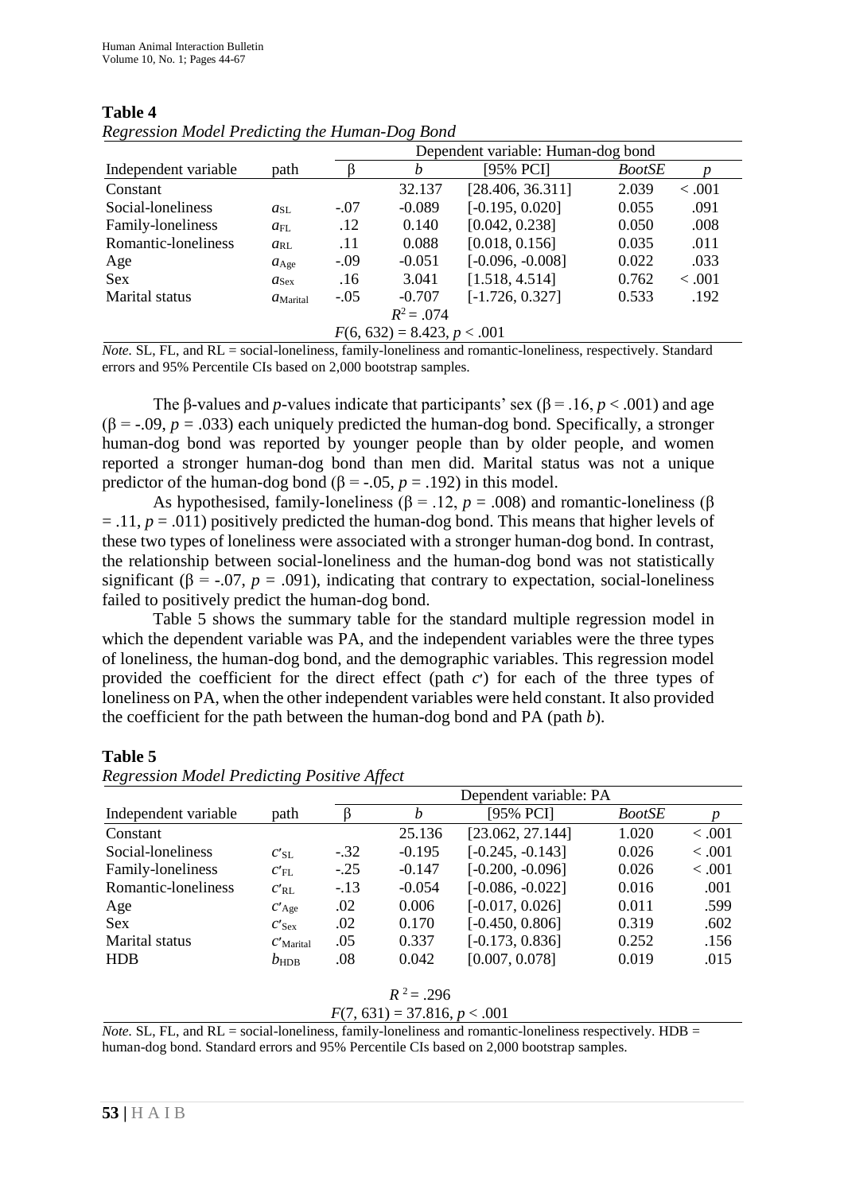**Table 4**

*Regression Model Predicting the Human-Dog Bond*

| | | Dependent variable: Human-dog bond | | | | |
|---|---|---|---|---|---|---|
| Independent variable | path | β | *b* | [95% PCI] | *BootSE* | *p* |
| Constant | | | 32.137 | [28.406, 36.311] | 2.039 | < .001 |
| Social-loneliness | $a_{SL}$ | -.07 | -0.089 | [-0.195, 0.020] | 0.055 | .091 |
| Family-loneliness | $a_{FL}$ | .12 | 0.140 | [0.042, 0.238] | 0.050 | .008 |
| Romantic-loneliness | $a_{RL}$ | .11 | 0.088 | [0.018, 0.156] | 0.035 | .011 |
| Age | $a_{Age}$ | -.09 | -0.051 | [-0.096, -0.008] | 0.022 | .033 |
| Sex | $a_{Sex}$ | .16 | 3.041 | [1.518, 4.514] | 0.762 | < .001 |
| Marital status | $a_{Marital}$ | -.05 | -0.707 | [-1.726, 0.327] | 0.533 | .192 |
| | | $R^2 = .074$ | | | | |
| | | $F(6, 632) = 8.423, p < .001$ | | | | |

*Note.* SL, FL, and RL = social-loneliness, family-loneliness and romantic-loneliness, respectively. Standard errors and 95% Percentile CIs based on 2,000 bootstrap samples.

The β-values and *p*-values indicate that participants' sex (β = .16, $p < .001$) and age (β = -.09, $p = .033$) each uniquely predicted the human-dog bond. Specifically, a stronger human-dog bond was reported by younger people than by older people, and women reported a stronger human-dog bond than men did. Marital status was not a unique predictor of the human-dog bond (β = -.05, $p = .192$) in this model.

As hypothesised, family-loneliness (β = .12, $p = .008$) and romantic-loneliness (β = .11, $p = .011$) positively predicted the human-dog bond. This means that higher levels of these two types of loneliness were associated with a stronger human-dog bond. In contrast, the relationship between social-loneliness and the human-dog bond was not statistically significant (β = -.07, $p = .091$), indicating that contrary to expectation, social-loneliness failed to positively predict the human-dog bond.

Table 5 shows the summary table for the standard multiple regression model in which the dependent variable was PA, and the independent variables were the three types of loneliness, the human-dog bond, and the demographic variables. This regression model provided the coefficient for the direct effect (path $c'$) for each of the three types of loneliness on PA, when the other independent variables were held constant. It also provided the coefficient for the path between the human-dog bond and PA (path *b*).

**Table 5**

*Regression Model Predicting Positive Affect*

| | | Dependent variable: PA | | | | |
|---|---|---|---|---|---|---|
| Independent variable | path | β | *b* | [95% PCI] | *BootSE* | *p* |
| Constant | | | 25.136 | [23.062, 27.144] | 1.020 | < .001 |
| Social-loneliness | $c'_{SL}$ | -.32 | -0.195 | [-0.245, -0.143] | 0.026 | < .001 |
| Family-loneliness | $c'_{FL}$ | -.25 | -0.147 | [-0.200, -0.096] | 0.026 | < .001 |
| Romantic-loneliness | $c'_{RL}$ | -.13 | -0.054 | [-0.086, -0.022] | 0.016 | .001 |
| Age | $c'_{Age}$ | .02 | 0.006 | [-0.017, 0.026] | 0.011 | .599 |
| Sex | $c'_{Sex}$ | .02 | 0.170 | [-0.450, 0.806] | 0.319 | .602 |
| Marital status | $c'_{Marital}$ | .05 | 0.337 | [-0.173, 0.836] | 0.252 | .156 |
| HDB | $b_{HDB}$ | .08 | 0.042 | [0.007, 0.078] | 0.019 | .015 |
| | | $R^2 = .296$ | | | | |
| | | $F(7, 631) = 37.816, p < .001$ | | | | |

*Note.* SL, FL, and RL = social-loneliness, family-loneliness and romantic-loneliness respectively. HDB = human-dog bond. Standard errors and 95% Percentile CIs based on 2,000 bootstrap samples.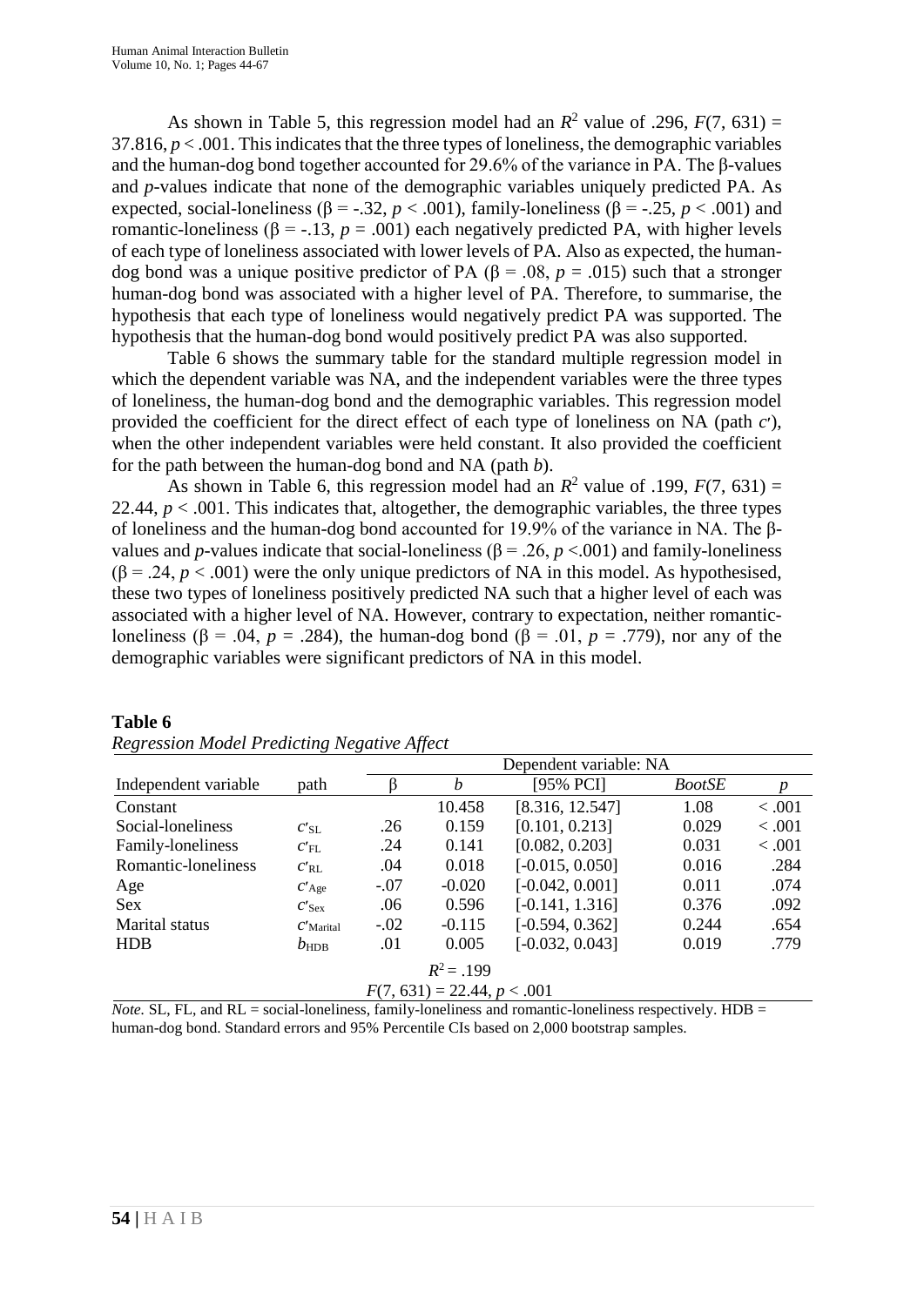As shown in Table 5, this regression model had an $R^2$ value of .296, $F(7, 631) = 37.816$, $p < .001$. This indicates that the three types of loneliness, the demographic variables and the human-dog bond together accounted for 29.6% of the variance in PA. The β-values and *p*-values indicate that none of the demographic variables uniquely predicted PA. As expected, social-loneliness ($\beta = -.32$, $p < .001$), family-loneliness ($\beta = -.25$, $p < .001$) and romantic-loneliness ($\beta = -.13$, $p = .001$) each negatively predicted PA, with higher levels of each type of loneliness associated with lower levels of PA. Also as expected, the human-dog bond was a unique positive predictor of PA ($\beta = .08$, $p = .015$) such that a stronger human-dog bond was associated with a higher level of PA. Therefore, to summarise, the hypothesis that each type of loneliness would negatively predict PA was supported. The hypothesis that the human-dog bond would positively predict PA was also supported.

Table 6 shows the summary table for the standard multiple regression model in which the dependent variable was NA, and the independent variables were the three types of loneliness, the human-dog bond and the demographic variables. This regression model provided the coefficient for the direct effect of each type of loneliness on NA (path $c'$), when the other independent variables were held constant. It also provided the coefficient for the path between the human-dog bond and NA (path $b$).

As shown in Table 6, this regression model had an $R^2$ value of .199, $F(7, 631) = 22.44$, $p < .001$. This indicates that, altogether, the demographic variables, the three types of loneliness and the human-dog bond accounted for 19.9% of the variance in NA. The β-values and *p*-values indicate that social-loneliness ($\beta = .26$, $p <.001$) and family-loneliness ($\beta = .24$, $p < .001$) were the only unique predictors of NA in this model. As hypothesised, these two types of loneliness positively predicted NA such that a higher level of each was associated with a higher level of NA. However, contrary to expectation, neither romantic-loneliness ($\beta = .04$, $p = .284$), the human-dog bond ($\beta = .01$, $p = .779$), nor any of the demographic variables were significant predictors of NA in this model.

**Table 6**
*Regression Model Predicting Negative Affect*

| | | Dependent variable: NA | | | | |
|---|---|---|---|---|---|---|
| Independent variable | path | β | *b* | [95% PCI] | *BootSE* | *p* |
| Constant | | | 10.458 | [8.316, 12.547] | 1.08 | < .001 |
| Social-loneliness | $c'_{SL}$ | .26 | 0.159 | [0.101, 0.213] | 0.029 | < .001 |
| Family-loneliness | $c'_{FL}$ | .24 | 0.141 | [0.082, 0.203] | 0.031 | < .001 |
| Romantic-loneliness | $c'_{RL}$ | .04 | 0.018 | [-0.015, 0.050] | 0.016 | .284 |
| Age | $c'_{Age}$ | -.07 | -0.020 | [-0.042, 0.001] | 0.011 | .074 |
| Sex | $c'_{Sex}$ | .06 | 0.596 | [-0.141, 1.316] | 0.376 | .092 |
| Marital status | $c'_{Marital}$ | -.02 | -0.115 | [-0.594, 0.362] | 0.244 | .654 |
| HDB | $b_{HDB}$ | .01 | 0.005 | [-0.032, 0.043] | 0.019 | .779 |
| | | | $R^2 = .199$ | | | |
| | | | $F(7, 631) = 22.44$, $p < .001$ | | | |

*Note.* SL, FL, and RL = social-loneliness, family-loneliness and romantic-loneliness respectively. HDB = human-dog bond. Standard errors and 95% Percentile CIs based on 2,000 bootstrap samples.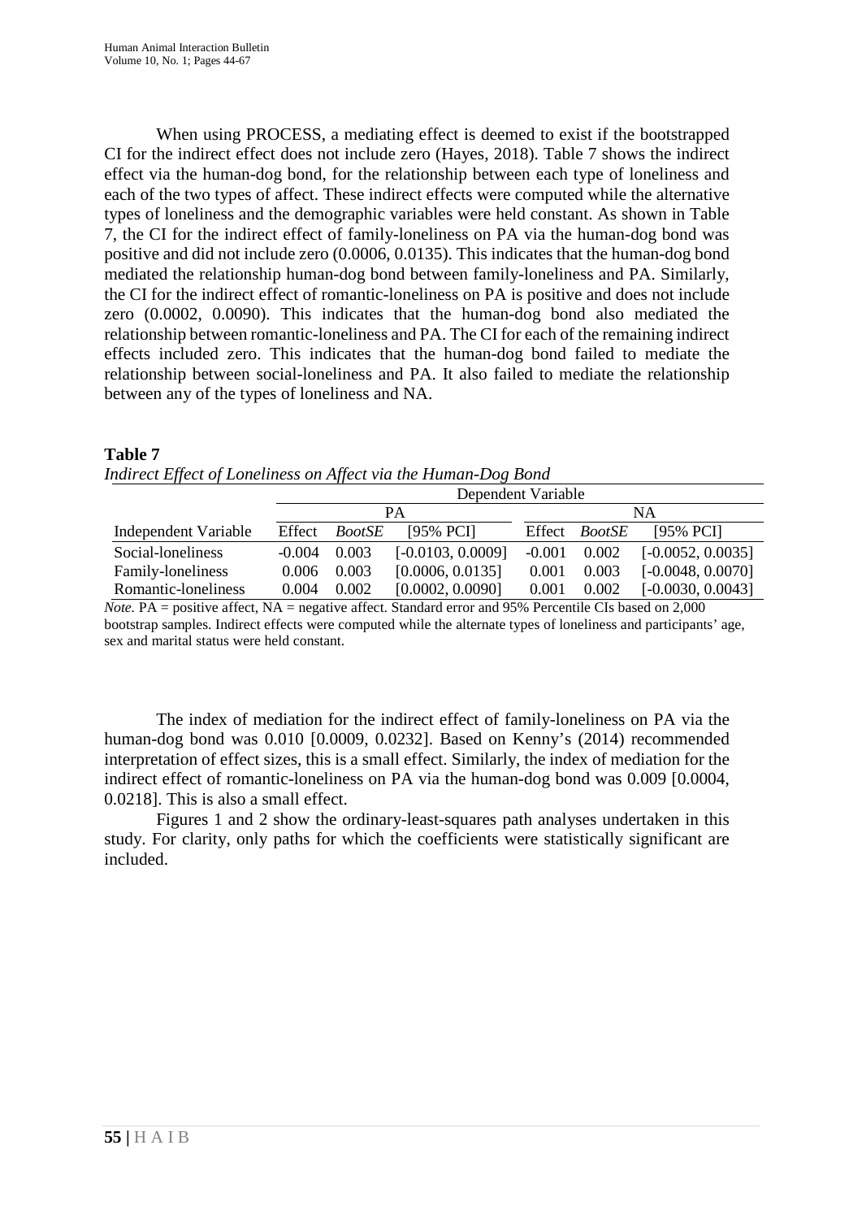When using PROCESS, a mediating effect is deemed to exist if the bootstrapped CI for the indirect effect does not include zero (Hayes, 2018). Table 7 shows the indirect effect via the human-dog bond, for the relationship between each type of loneliness and each of the two types of affect. These indirect effects were computed while the alternative types of loneliness and the demographic variables were held constant. As shown in Table 7, the CI for the indirect effect of family-loneliness on PA via the human-dog bond was positive and did not include zero (0.0006, 0.0135). This indicates that the human-dog bond mediated the relationship human-dog bond between family-loneliness and PA. Similarly, the CI for the indirect effect of romantic-loneliness on PA is positive and does not include zero (0.0002, 0.0090). This indicates that the human-dog bond also mediated the relationship between romantic-loneliness and PA. The CI for each of the remaining indirect effects included zero. This indicates that the human-dog bond failed to mediate the relationship between social-loneliness and PA. It also failed to mediate the relationship between any of the types of loneliness and NA.

**Table 7**

*Indirect Effect of Loneliness on Affect via the Human-Dog Bond*

| | Dependent Variable | | | | | |
|---|---|---|---|---|---|---|
| | PA | | | NA | | |
| Independent Variable | Effect | *BootSE* | [95% PCI] | Effect | *BootSE* | [95% PCI] |
| Social-loneliness | -0.004 | 0.003 | [-0.0103, 0.0009] | -0.001 | 0.002 | [-0.0052, 0.0035] |
| Family-loneliness | 0.006 | 0.003 | [0.0006, 0.0135] | 0.001 | 0.003 | [-0.0048, 0.0070] |
| Romantic-loneliness | 0.004 | 0.002 | [0.0002, 0.0090] | 0.001 | 0.002 | [-0.0030, 0.0043] |

*Note.* PA = positive affect, NA = negative affect. Standard error and 95% Percentile CIs based on 2,000 bootstrap samples. Indirect effects were computed while the alternate types of loneliness and participants' age, sex and marital status were held constant.

The index of mediation for the indirect effect of family-loneliness on PA via the human-dog bond was 0.010 [0.0009, 0.0232]. Based on Kenny's (2014) recommended interpretation of effect sizes, this is a small effect. Similarly, the index of mediation for the indirect effect of romantic-loneliness on PA via the human-dog bond was 0.009 [0.0004, 0.0218]. This is also a small effect.

Figures 1 and 2 show the ordinary-least-squares path analyses undertaken in this study. For clarity, only paths for which the coefficients were statistically significant are included.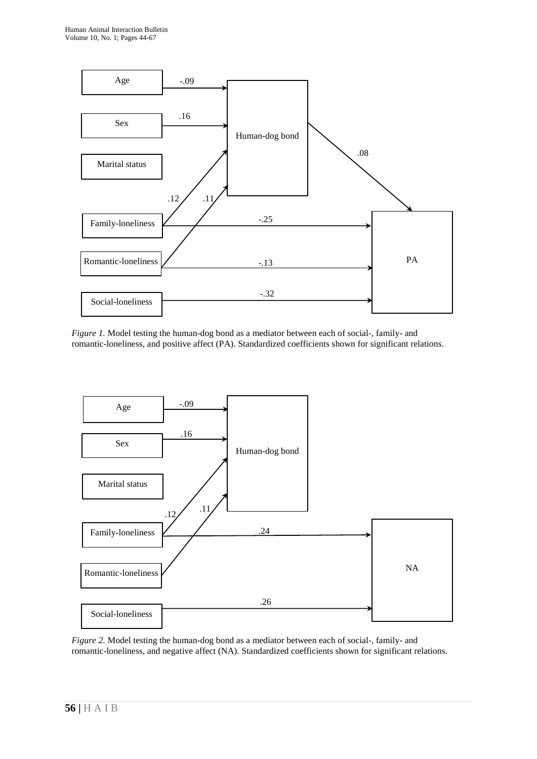*Figure 1.* Model testing the human-dog bond as a mediator between each of social-, family- and romantic-loneliness, and positive affect (PA). Standardized coefficients shown for significant relations.

*Figure 2.* Model testing the human-dog bond as a mediator between each of social-, family- and romantic-loneliness, and negative affect (NA). Standardized coefficients shown for significant relations.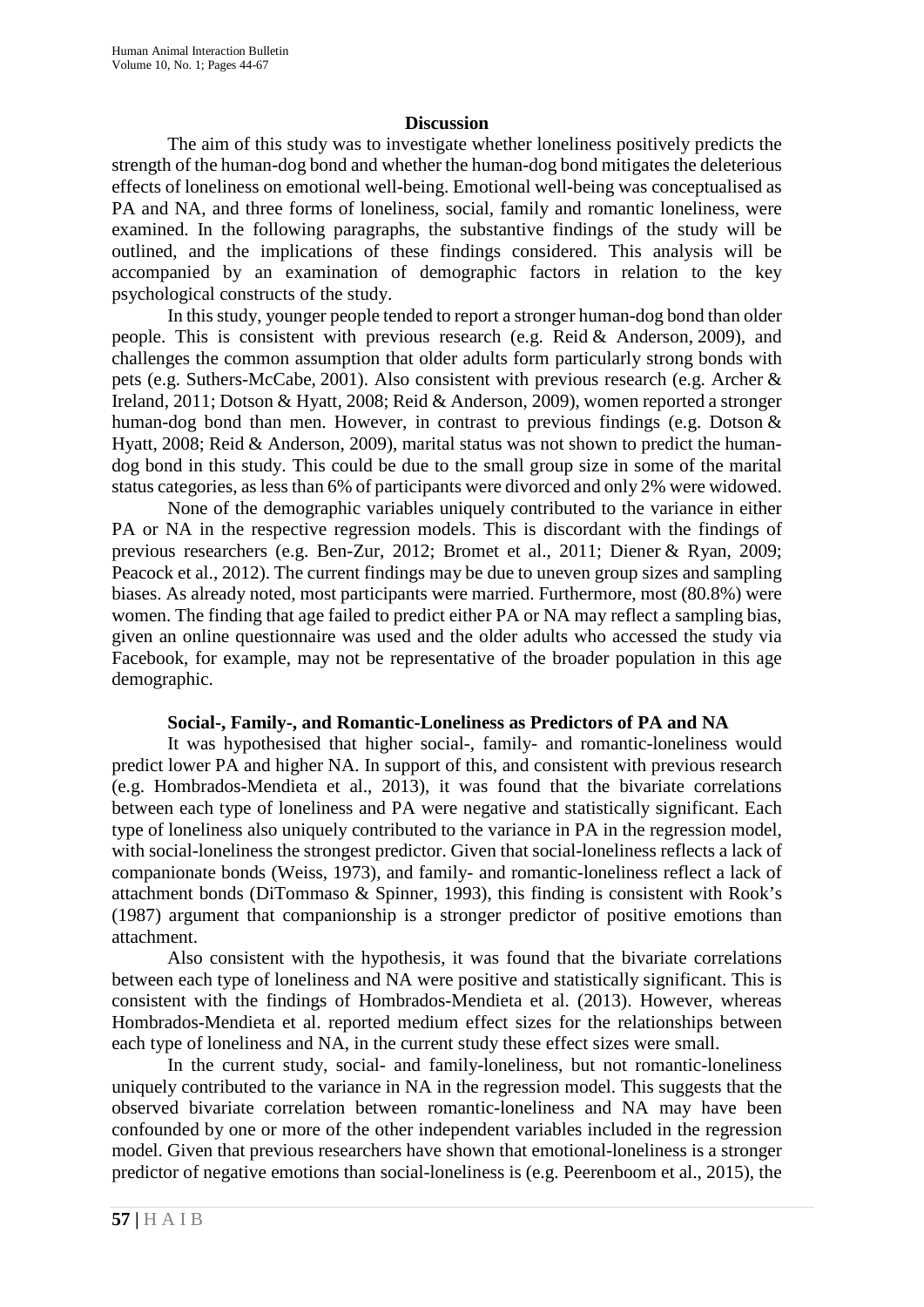## Discussion

The aim of this study was to investigate whether loneliness positively predicts the strength of the human-dog bond and whether the human-dog bond mitigates the deleterious effects of loneliness on emotional well-being. Emotional well-being was conceptualised as PA and NA, and three forms of loneliness, social, family and romantic loneliness, were examined. In the following paragraphs, the substantive findings of the study will be outlined, and the implications of these findings considered. This analysis will be accompanied by an examination of demographic factors in relation to the key psychological constructs of the study.

In this study, younger people tended to report a stronger human-dog bond than older people. This is consistent with previous research (e.g. Reid & Anderson, 2009), and challenges the common assumption that older adults form particularly strong bonds with pets (e.g. Suthers-McCabe, 2001). Also consistent with previous research (e.g. Archer & Ireland, 2011; Dotson & Hyatt, 2008; Reid & Anderson, 2009), women reported a stronger human-dog bond than men. However, in contrast to previous findings (e.g. Dotson & Hyatt, 2008; Reid & Anderson, 2009), marital status was not shown to predict the human-dog bond in this study. This could be due to the small group size in some of the marital status categories, as less than 6% of participants were divorced and only 2% were widowed.

None of the demographic variables uniquely contributed to the variance in either PA or NA in the respective regression models. This is discordant with the findings of previous researchers (e.g. Ben-Zur, 2012; Bromet et al., 2011; Diener & Ryan, 2009; Peacock et al., 2012). The current findings may be due to uneven group sizes and sampling biases. As already noted, most participants were married. Furthermore, most (80.8%) were women. The finding that age failed to predict either PA or NA may reflect a sampling bias, given an online questionnaire was used and the older adults who accessed the study via Facebook, for example, may not be representative of the broader population in this age demographic.

### Social-, Family-, and Romantic-Loneliness as Predictors of PA and NA

It was hypothesised that higher social-, family- and romantic-loneliness would predict lower PA and higher NA. In support of this, and consistent with previous research (e.g. Hombrados-Mendieta et al., 2013), it was found that the bivariate correlations between each type of loneliness and PA were negative and statistically significant. Each type of loneliness also uniquely contributed to the variance in PA in the regression model, with social-loneliness the strongest predictor. Given that social-loneliness reflects a lack of companionate bonds (Weiss, 1973), and family- and romantic-loneliness reflect a lack of attachment bonds (DiTommaso & Spinner, 1993), this finding is consistent with Rook's (1987) argument that companionship is a stronger predictor of positive emotions than attachment.

Also consistent with the hypothesis, it was found that the bivariate correlations between each type of loneliness and NA were positive and statistically significant. This is consistent with the findings of Hombrados-Mendieta et al. (2013). However, whereas Hombrados-Mendieta et al. reported medium effect sizes for the relationships between each type of loneliness and NA, in the current study these effect sizes were small.

In the current study, social- and family-loneliness, but not romantic-loneliness uniquely contributed to the variance in NA in the regression model. This suggests that the observed bivariate correlation between romantic-loneliness and NA may have been confounded by one or more of the other independent variables included in the regression model. Given that previous researchers have shown that emotional-loneliness is a stronger predictor of negative emotions than social-loneliness is (e.g. Peerenboom et al., 2015), the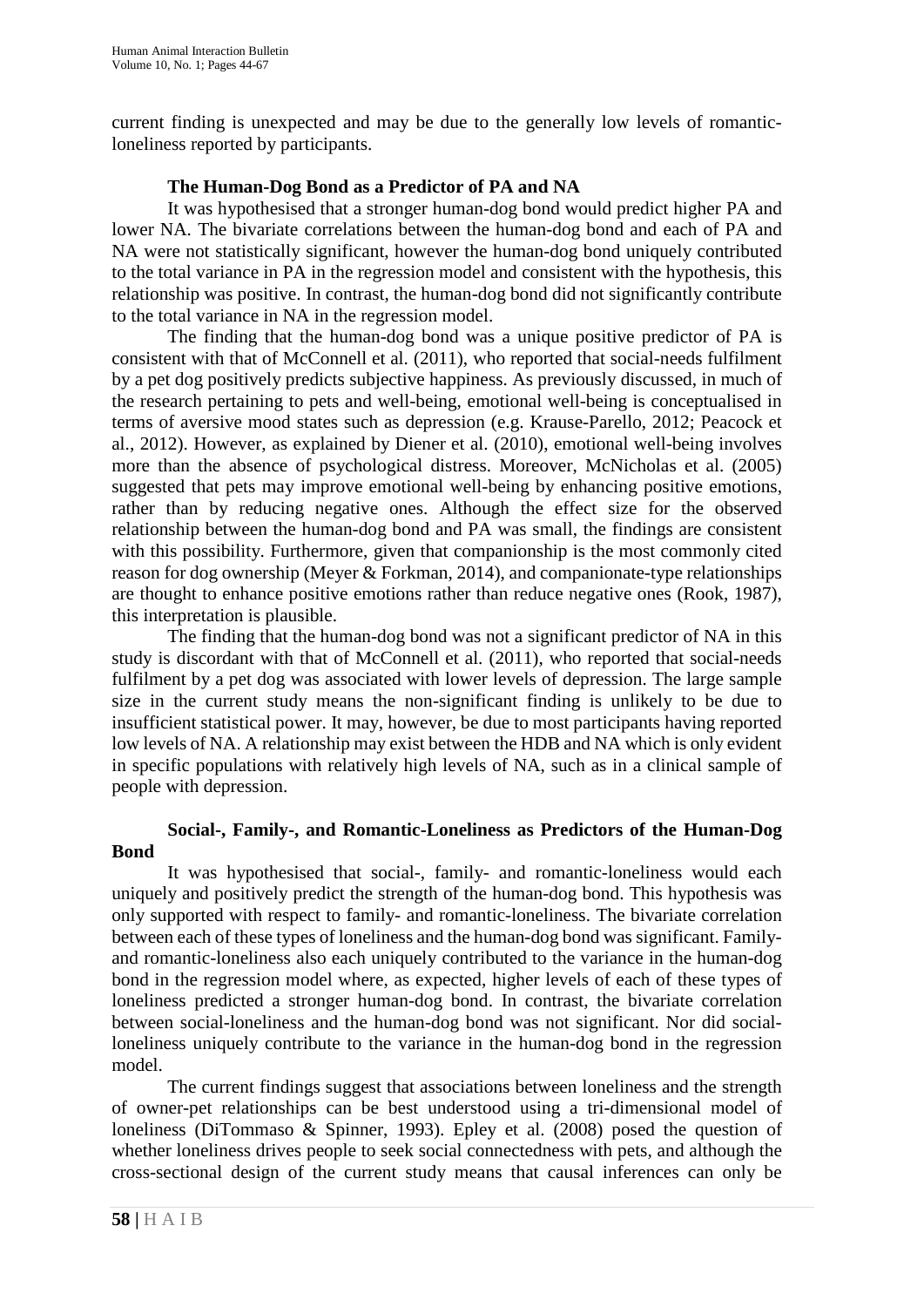current finding is unexpected and may be due to the generally low levels of romantic-loneliness reported by participants.

### The Human-Dog Bond as a Predictor of PA and NA

It was hypothesised that a stronger human-dog bond would predict higher PA and lower NA. The bivariate correlations between the human-dog bond and each of PA and NA were not statistically significant, however the human-dog bond uniquely contributed to the total variance in PA in the regression model and consistent with the hypothesis, this relationship was positive. In contrast, the human-dog bond did not significantly contribute to the total variance in NA in the regression model.

The finding that the human-dog bond was a unique positive predictor of PA is consistent with that of McConnell et al. (2011), who reported that social-needs fulfilment by a pet dog positively predicts subjective happiness. As previously discussed, in much of the research pertaining to pets and well-being, emotional well-being is conceptualised in terms of aversive mood states such as depression (e.g. Krause-Parello, 2012; Peacock et al., 2012). However, as explained by Diener et al. (2010), emotional well-being involves more than the absence of psychological distress. Moreover, McNicholas et al. (2005) suggested that pets may improve emotional well-being by enhancing positive emotions, rather than by reducing negative ones. Although the effect size for the observed relationship between the human-dog bond and PA was small, the findings are consistent with this possibility. Furthermore, given that companionship is the most commonly cited reason for dog ownership (Meyer & Forkman, 2014), and companionate-type relationships are thought to enhance positive emotions rather than reduce negative ones (Rook, 1987), this interpretation is plausible.

The finding that the human-dog bond was not a significant predictor of NA in this study is discordant with that of McConnell et al. (2011), who reported that social-needs fulfilment by a pet dog was associated with lower levels of depression. The large sample size in the current study means the non-significant finding is unlikely to be due to insufficient statistical power. It may, however, be due to most participants having reported low levels of NA. A relationship may exist between the HDB and NA which is only evident in specific populations with relatively high levels of NA, such as in a clinical sample of people with depression.

### Social-, Family-, and Romantic-Loneliness as Predictors of the Human-Dog Bond

It was hypothesised that social-, family- and romantic-loneliness would each uniquely and positively predict the strength of the human-dog bond. This hypothesis was only supported with respect to family- and romantic-loneliness. The bivariate correlation between each of these types of loneliness and the human-dog bond was significant. Family- and romantic-loneliness also each uniquely contributed to the variance in the human-dog bond in the regression model where, as expected, higher levels of each of these types of loneliness predicted a stronger human-dog bond. In contrast, the bivariate correlation between social-loneliness and the human-dog bond was not significant. Nor did social-loneliness uniquely contribute to the variance in the human-dog bond in the regression model.

The current findings suggest that associations between loneliness and the strength of owner-pet relationships can be best understood using a tri-dimensional model of loneliness (DiTommaso & Spinner, 1993). Epley et al. (2008) posed the question of whether loneliness drives people to seek social connectedness with pets, and although the cross-sectional design of the current study means that causal inferences can only be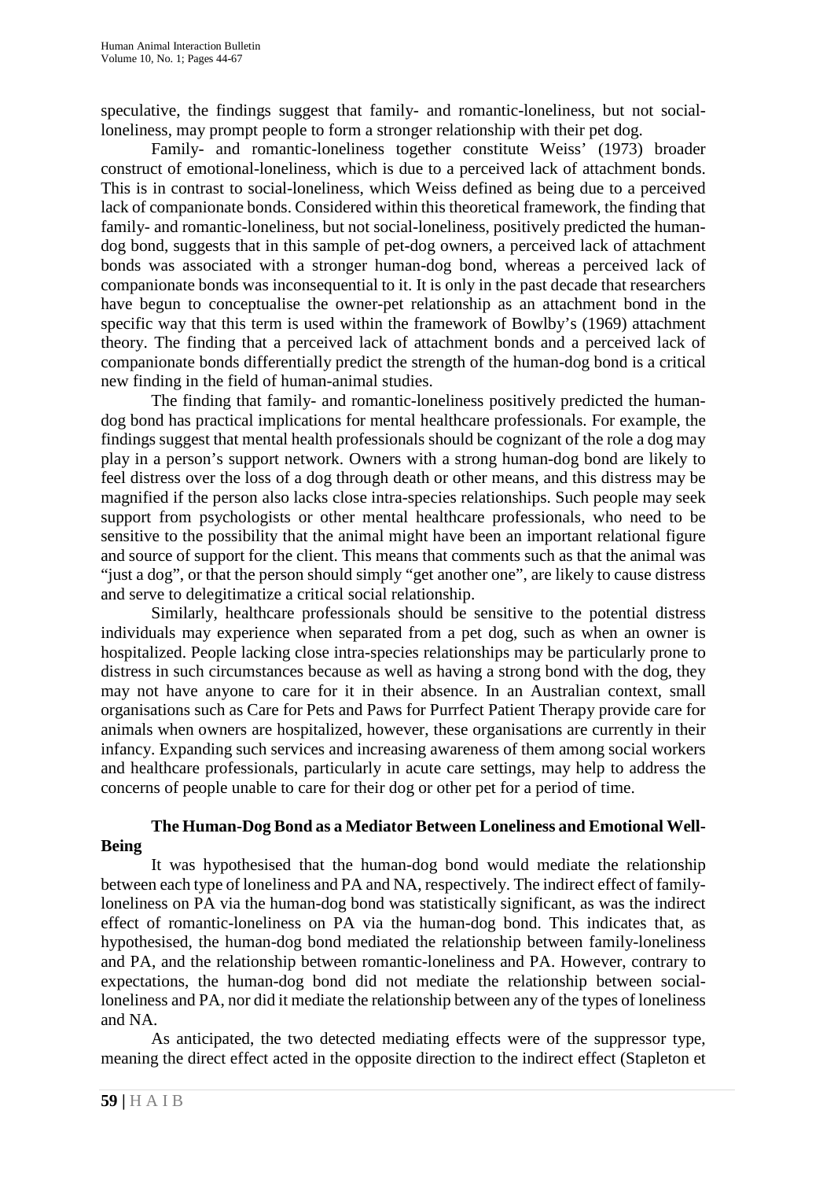speculative, the findings suggest that family- and romantic-loneliness, but not social-loneliness, may prompt people to form a stronger relationship with their pet dog.

Family- and romantic-loneliness together constitute Weiss' (1973) broader construct of emotional-loneliness, which is due to a perceived lack of attachment bonds. This is in contrast to social-loneliness, which Weiss defined as being due to a perceived lack of companionate bonds. Considered within this theoretical framework, the finding that family- and romantic-loneliness, but not social-loneliness, positively predicted the human-dog bond, suggests that in this sample of pet-dog owners, a perceived lack of attachment bonds was associated with a stronger human-dog bond, whereas a perceived lack of companionate bonds was inconsequential to it. It is only in the past decade that researchers have begun to conceptualise the owner-pet relationship as an attachment bond in the specific way that this term is used within the framework of Bowlby's (1969) attachment theory. The finding that a perceived lack of attachment bonds and a perceived lack of companionate bonds differentially predict the strength of the human-dog bond is a critical new finding in the field of human-animal studies.

The finding that family- and romantic-loneliness positively predicted the human-dog bond has practical implications for mental healthcare professionals. For example, the findings suggest that mental health professionals should be cognizant of the role a dog may play in a person's support network. Owners with a strong human-dog bond are likely to feel distress over the loss of a dog through death or other means, and this distress may be magnified if the person also lacks close intra-species relationships. Such people may seek support from psychologists or other mental healthcare professionals, who need to be sensitive to the possibility that the animal might have been an important relational figure and source of support for the client. This means that comments such as that the animal was "just a dog", or that the person should simply "get another one", are likely to cause distress and serve to delegitimatize a critical social relationship.

Similarly, healthcare professionals should be sensitive to the potential distress individuals may experience when separated from a pet dog, such as when an owner is hospitalized. People lacking close intra-species relationships may be particularly prone to distress in such circumstances because as well as having a strong bond with the dog, they may not have anyone to care for it in their absence. In an Australian context, small organisations such as Care for Pets and Paws for Purrfect Patient Therapy provide care for animals when owners are hospitalized, however, these organisations are currently in their infancy. Expanding such services and increasing awareness of them among social workers and healthcare professionals, particularly in acute care settings, may help to address the concerns of people unable to care for their dog or other pet for a period of time.

### The Human-Dog Bond as a Mediator Between Loneliness and Emotional Well-Being

It was hypothesised that the human-dog bond would mediate the relationship between each type of loneliness and PA and NA, respectively. The indirect effect of family-loneliness on PA via the human-dog bond was statistically significant, as was the indirect effect of romantic-loneliness on PA via the human-dog bond. This indicates that, as hypothesised, the human-dog bond mediated the relationship between family-loneliness and PA, and the relationship between romantic-loneliness and PA. However, contrary to expectations, the human-dog bond did not mediate the relationship between social-loneliness and PA, nor did it mediate the relationship between any of the types of loneliness and NA.

As anticipated, the two detected mediating effects were of the suppressor type, meaning the direct effect acted in the opposite direction to the indirect effect (Stapleton et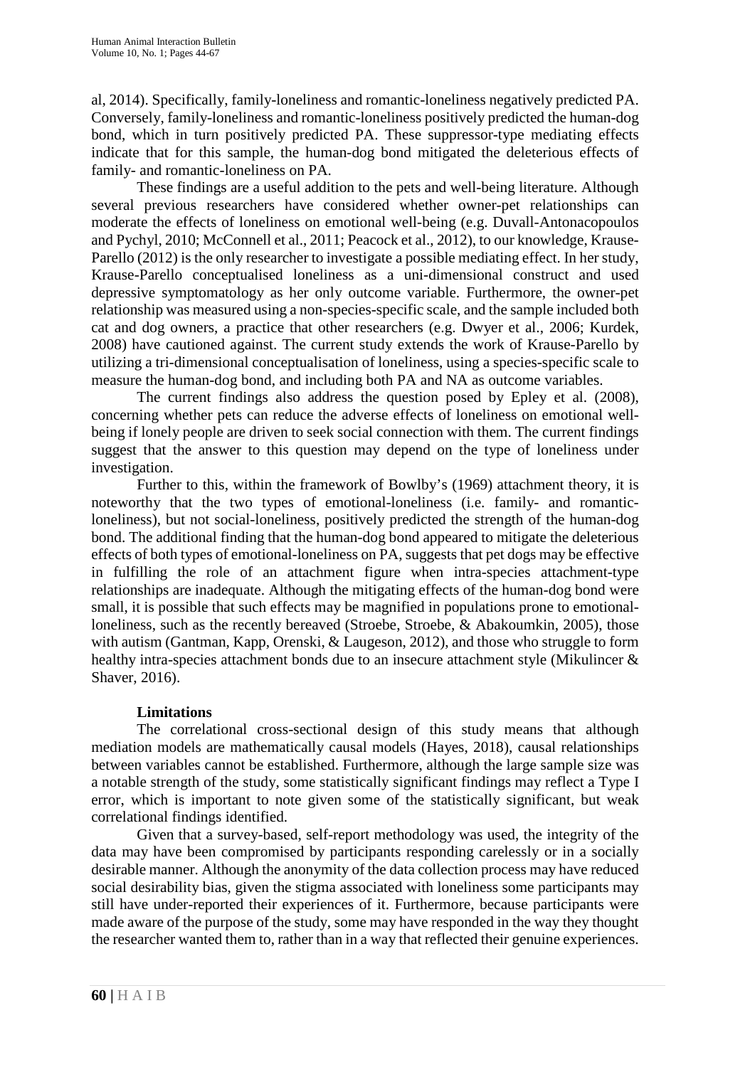al, 2014). Specifically, family-loneliness and romantic-loneliness negatively predicted PA. Conversely, family-loneliness and romantic-loneliness positively predicted the human-dog bond, which in turn positively predicted PA. These suppressor-type mediating effects indicate that for this sample, the human-dog bond mitigated the deleterious effects of family- and romantic-loneliness on PA.

These findings are a useful addition to the pets and well-being literature. Although several previous researchers have considered whether owner-pet relationships can moderate the effects of loneliness on emotional well-being (e.g. Duvall-Antonacopoulos and Pychyl, 2010; McConnell et al., 2011; Peacock et al., 2012), to our knowledge, Krause-Parello (2012) is the only researcher to investigate a possible mediating effect. In her study, Krause-Parello conceptualised loneliness as a uni-dimensional construct and used depressive symptomatology as her only outcome variable. Furthermore, the owner-pet relationship was measured using a non-species-specific scale, and the sample included both cat and dog owners, a practice that other researchers (e.g. Dwyer et al., 2006; Kurdek, 2008) have cautioned against. The current study extends the work of Krause-Parello by utilizing a tri-dimensional conceptualisation of loneliness, using a species-specific scale to measure the human-dog bond, and including both PA and NA as outcome variables.

The current findings also address the question posed by Epley et al. (2008), concerning whether pets can reduce the adverse effects of loneliness on emotional well-being if lonely people are driven to seek social connection with them. The current findings suggest that the answer to this question may depend on the type of loneliness under investigation.

Further to this, within the framework of Bowlby's (1969) attachment theory, it is noteworthy that the two types of emotional-loneliness (i.e. family- and romantic-loneliness), but not social-loneliness, positively predicted the strength of the human-dog bond. The additional finding that the human-dog bond appeared to mitigate the deleterious effects of both types of emotional-loneliness on PA, suggests that pet dogs may be effective in fulfilling the role of an attachment figure when intra-species attachment-type relationships are inadequate. Although the mitigating effects of the human-dog bond were small, it is possible that such effects may be magnified in populations prone to emotional-loneliness, such as the recently bereaved (Stroebe, Stroebe, & Abakoumkin, 2005), those with autism (Gantman, Kapp, Orenski, & Laugeson, 2012), and those who struggle to form healthy intra-species attachment bonds due to an insecure attachment style (Mikulincer & Shaver, 2016).

### Limitations

The correlational cross-sectional design of this study means that although mediation models are mathematically causal models (Hayes, 2018), causal relationships between variables cannot be established. Furthermore, although the large sample size was a notable strength of the study, some statistically significant findings may reflect a Type I error, which is important to note given some of the statistically significant, but weak correlational findings identified.

Given that a survey-based, self-report methodology was used, the integrity of the data may have been compromised by participants responding carelessly or in a socially desirable manner. Although the anonymity of the data collection process may have reduced social desirability bias, given the stigma associated with loneliness some participants may still have under-reported their experiences of it. Furthermore, because participants were made aware of the purpose of the study, some may have responded in the way they thought the researcher wanted them to, rather than in a way that reflected their genuine experiences.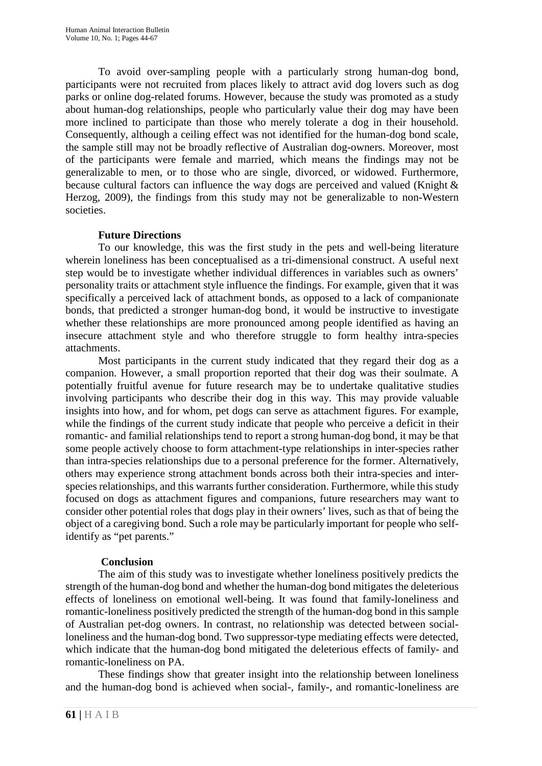To avoid over-sampling people with a particularly strong human-dog bond, participants were not recruited from places likely to attract avid dog lovers such as dog parks or online dog-related forums. However, because the study was promoted as a study about human-dog relationships, people who particularly value their dog may have been more inclined to participate than those who merely tolerate a dog in their household. Consequently, although a ceiling effect was not identified for the human-dog bond scale, the sample still may not be broadly reflective of Australian dog-owners. Moreover, most of the participants were female and married, which means the findings may not be generalizable to men, or to those who are single, divorced, or widowed. Furthermore, because cultural factors can influence the way dogs are perceived and valued (Knight & Herzog, 2009), the findings from this study may not be generalizable to non-Western societies.

### Future Directions

To our knowledge, this was the first study in the pets and well-being literature wherein loneliness has been conceptualised as a tri-dimensional construct. A useful next step would be to investigate whether individual differences in variables such as owners' personality traits or attachment style influence the findings. For example, given that it was specifically a perceived lack of attachment bonds, as opposed to a lack of companionate bonds, that predicted a stronger human-dog bond, it would be instructive to investigate whether these relationships are more pronounced among people identified as having an insecure attachment style and who therefore struggle to form healthy intra-species attachments.

Most participants in the current study indicated that they regard their dog as a companion. However, a small proportion reported that their dog was their soulmate. A potentially fruitful avenue for future research may be to undertake qualitative studies involving participants who describe their dog in this way. This may provide valuable insights into how, and for whom, pet dogs can serve as attachment figures. For example, while the findings of the current study indicate that people who perceive a deficit in their romantic- and familial relationships tend to report a strong human-dog bond, it may be that some people actively choose to form attachment-type relationships in inter-species rather than intra-species relationships due to a personal preference for the former. Alternatively, others may experience strong attachment bonds across both their intra-species and inter-species relationships, and this warrants further consideration. Furthermore, while this study focused on dogs as attachment figures and companions, future researchers may want to consider other potential roles that dogs play in their owners' lives, such as that of being the object of a caregiving bond. Such a role may be particularly important for people who self-identify as "pet parents."

### Conclusion

The aim of this study was to investigate whether loneliness positively predicts the strength of the human-dog bond and whether the human-dog bond mitigates the deleterious effects of loneliness on emotional well-being. It was found that family-loneliness and romantic-loneliness positively predicted the strength of the human-dog bond in this sample of Australian pet-dog owners. In contrast, no relationship was detected between social-loneliness and the human-dog bond. Two suppressor-type mediating effects were detected, which indicate that the human-dog bond mitigated the deleterious effects of family- and romantic-loneliness on PA.

These findings show that greater insight into the relationship between loneliness and the human-dog bond is achieved when social-, family-, and romantic-loneliness are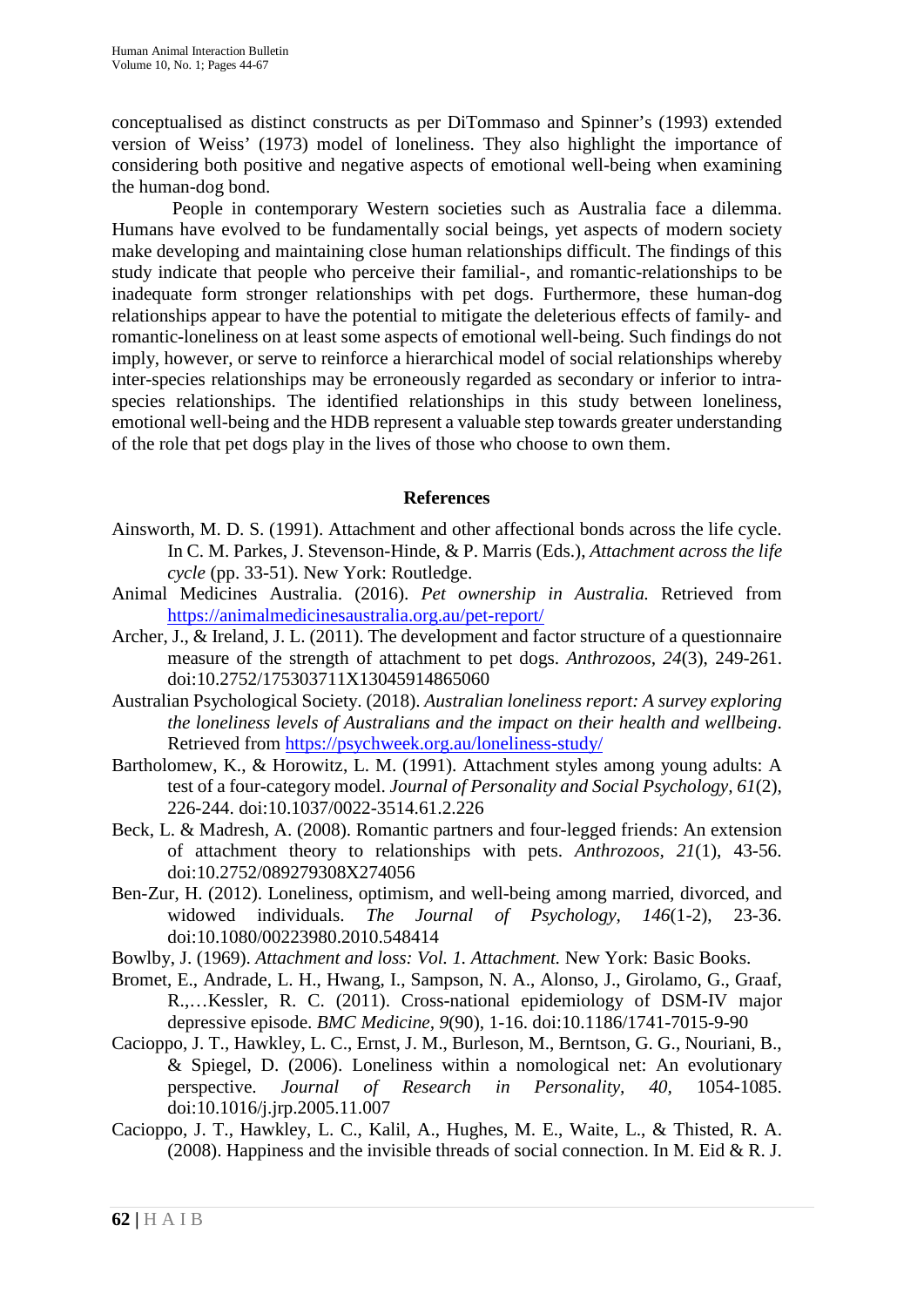conceptualised as distinct constructs as per DiTommaso and Spinner's (1993) extended version of Weiss' (1973) model of loneliness. They also highlight the importance of considering both positive and negative aspects of emotional well-being when examining the human-dog bond.

People in contemporary Western societies such as Australia face a dilemma. Humans have evolved to be fundamentally social beings, yet aspects of modern society make developing and maintaining close human relationships difficult. The findings of this study indicate that people who perceive their familial-, and romantic-relationships to be inadequate form stronger relationships with pet dogs. Furthermore, these human-dog relationships appear to have the potential to mitigate the deleterious effects of family- and romantic-loneliness on at least some aspects of emotional well-being. Such findings do not imply, however, or serve to reinforce a hierarchical model of social relationships whereby inter-species relationships may be erroneously regarded as secondary or inferior to intra-species relationships. The identified relationships in this study between loneliness, emotional well-being and the HDB represent a valuable step towards greater understanding of the role that pet dogs play in the lives of those who choose to own them.

## References

Ainsworth, M. D. S. (1991). Attachment and other affectional bonds across the life cycle. In C. M. Parkes, J. Stevenson-Hinde, & P. Marris (Eds.), *Attachment across the life cycle* (pp. 33-51). New York: Routledge.

Animal Medicines Australia. (2016). *Pet ownership in Australia.* Retrieved from https://animalmedicinesaustralia.org.au/pet-report/

Archer, J., & Ireland, J. L. (2011). The development and factor structure of a questionnaire measure of the strength of attachment to pet dogs. *Anthrozoos*, *24*(3), 249-261. doi:10.2752/175303711X13045914865060

Australian Psychological Society. (2018). *Australian loneliness report: A survey exploring the loneliness levels of Australians and the impact on their health and wellbeing*. Retrieved from https://psychweek.org.au/loneliness-study/

Bartholomew, K., & Horowitz, L. M. (1991). Attachment styles among young adults: A test of a four-category model. *Journal of Personality and Social Psychology*, *61*(2), 226-244. doi:10.1037/0022-3514.61.2.226

Beck, L. & Madresh, A. (2008). Romantic partners and four-legged friends: An extension of attachment theory to relationships with pets. *Anthrozoos*, *21*(1), 43-56. doi:10.2752/089279308X274056

Ben-Zur, H. (2012). Loneliness, optimism, and well-being among married, divorced, and widowed individuals. *The Journal of Psychology*, *146*(1-2), 23-36. doi:10.1080/00223980.2010.548414

Bowlby, J. (1969). *Attachment and loss: Vol. 1. Attachment.* New York: Basic Books.

Bromet, E., Andrade, L. H., Hwang, I., Sampson, N. A., Alonso, J., Girolamo, G., Graaf, R.,…Kessler, R. C. (2011). Cross-national epidemiology of DSM-IV major depressive episode. *BMC Medicine*, *9*(90), 1-16. doi:10.1186/1741-7015-9-90

Cacioppo, J. T., Hawkley, L. C., Ernst, J. M., Burleson, M., Berntson, G. G., Nouriani, B., & Spiegel, D. (2006). Loneliness within a nomological net: An evolutionary perspective. *Journal of Research in Personality*, *40*, 1054-1085. doi:10.1016/j.jrp.2005.11.007

Cacioppo, J. T., Hawkley, L. C., Kalil, A., Hughes, M. E., Waite, L., & Thisted, R. A. (2008). Happiness and the invisible threads of social connection. In M. Eid & R. J.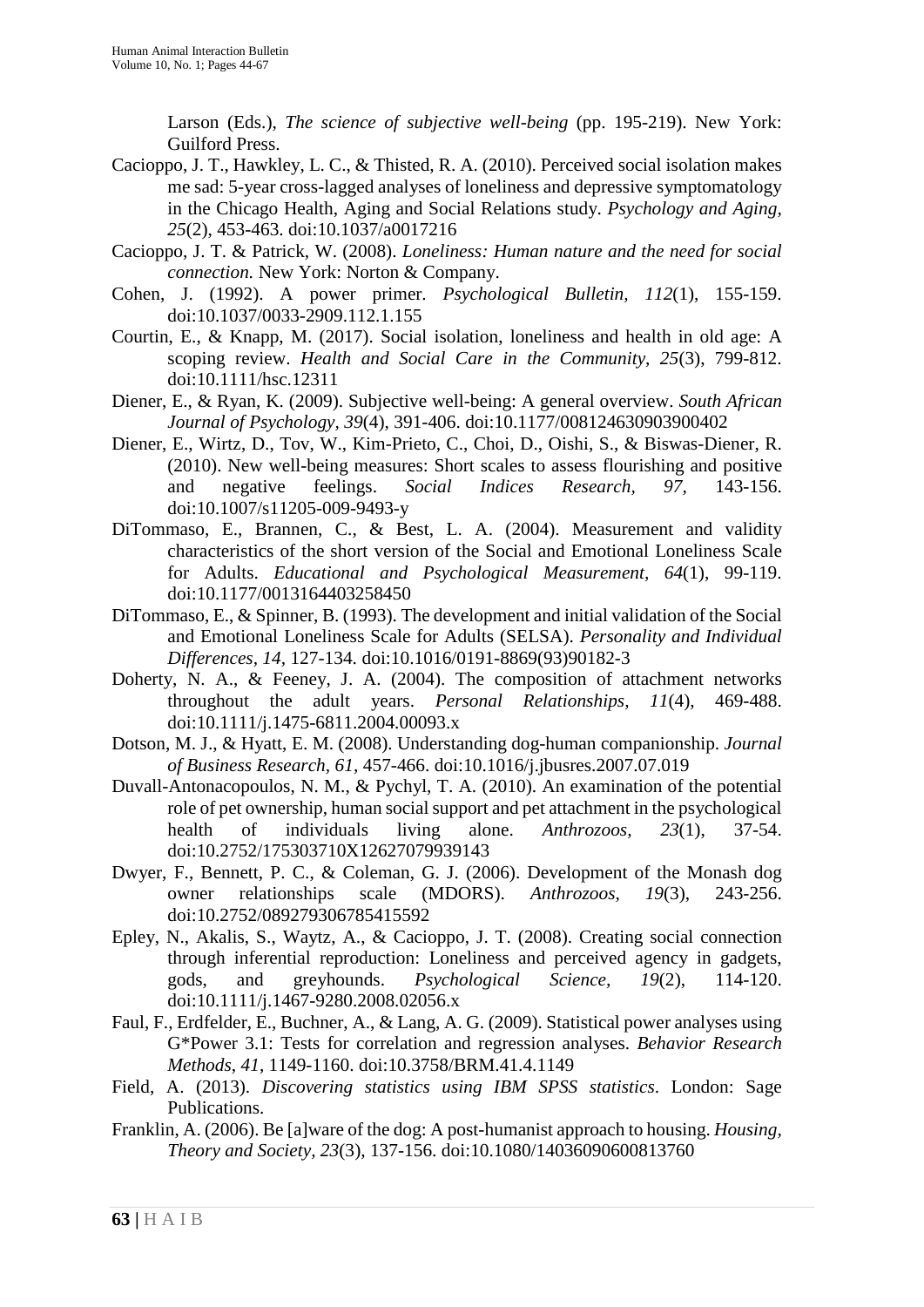Larson (Eds.), *The science of subjective well-being* (pp. 195-219). New York: Guilford Press.

Cacioppo, J. T., Hawkley, L. C., & Thisted, R. A. (2010). Perceived social isolation makes me sad: 5-year cross-lagged analyses of loneliness and depressive symptomatology in the Chicago Health, Aging and Social Relations study. *Psychology and Aging, 25*(2), 453-463. doi:10.1037/a0017216

Cacioppo, J. T. & Patrick, W. (2008). *Loneliness: Human nature and the need for social connection.* New York: Norton & Company.

Cohen, J. (1992). A power primer. *Psychological Bulletin, 112*(1), 155-159. doi:10.1037/0033-2909.112.1.155

Courtin, E., & Knapp, M. (2017). Social isolation, loneliness and health in old age: A scoping review. *Health and Social Care in the Community, 25*(3), 799-812. doi:10.1111/hsc.12311

Diener, E., & Ryan, K. (2009). Subjective well-being: A general overview. *South African Journal of Psychology, 39*(4), 391-406. doi:10.1177/008124630903900402

Diener, E., Wirtz, D., Tov, W., Kim-Prieto, C., Choi, D., Oishi, S., & Biswas-Diener, R. (2010). New well-being measures: Short scales to assess flourishing and positive and negative feelings. *Social Indices Research, 97*, 143-156. doi:10.1007/s11205-009-9493-y

DiTommaso, E., Brannen, C., & Best, L. A. (2004). Measurement and validity characteristics of the short version of the Social and Emotional Loneliness Scale for Adults. *Educational and Psychological Measurement, 64*(1), 99-119. doi:10.1177/0013164403258450

DiTommaso, E., & Spinner, B. (1993). The development and initial validation of the Social and Emotional Loneliness Scale for Adults (SELSA). *Personality and Individual Differences, 14,* 127-134. doi:10.1016/0191-8869(93)90182-3

Doherty, N. A., & Feeney, J. A. (2004). The composition of attachment networks throughout the adult years. *Personal Relationships, 11*(4), 469-488. doi:10.1111/j.1475-6811.2004.00093.x

Dotson, M. J., & Hyatt, E. M. (2008). Understanding dog-human companionship. *Journal of Business Research, 61,* 457-466. doi:10.1016/j.jbusres.2007.07.019

Duvall-Antonacopoulos, N. M., & Pychyl, T. A. (2010). An examination of the potential role of pet ownership, human social support and pet attachment in the psychological health of individuals living alone. *Anthrozoos, 23*(1), 37-54. doi:10.2752/175303710X12627079939143

Dwyer, F., Bennett, P. C., & Coleman, G. J. (2006). Development of the Monash dog owner relationships scale (MDORS). *Anthrozoos, 19*(3), 243-256. doi:10.2752/089279306785415592

Epley, N., Akalis, S., Waytz, A., & Cacioppo, J. T. (2008). Creating social connection through inferential reproduction: Loneliness and perceived agency in gadgets, gods, and greyhounds. *Psychological Science, 19*(2), 114-120. doi:10.1111/j.1467-9280.2008.02056.x

Faul, F., Erdfelder, E., Buchner, A., & Lang, A. G. (2009). Statistical power analyses using G*Power 3.1: Tests for correlation and regression analyses. *Behavior Research Methods, 41*, 1149-1160. doi:10.3758/BRM.41.4.1149

Field, A. (2013). *Discovering statistics using IBM SPSS statistics*. London: Sage Publications.

Franklin, A. (2006). Be [a]ware of the dog: A post-humanist approach to housing. *Housing, Theory and Society, 23*(3), 137-156. doi:10.1080/14036090600813760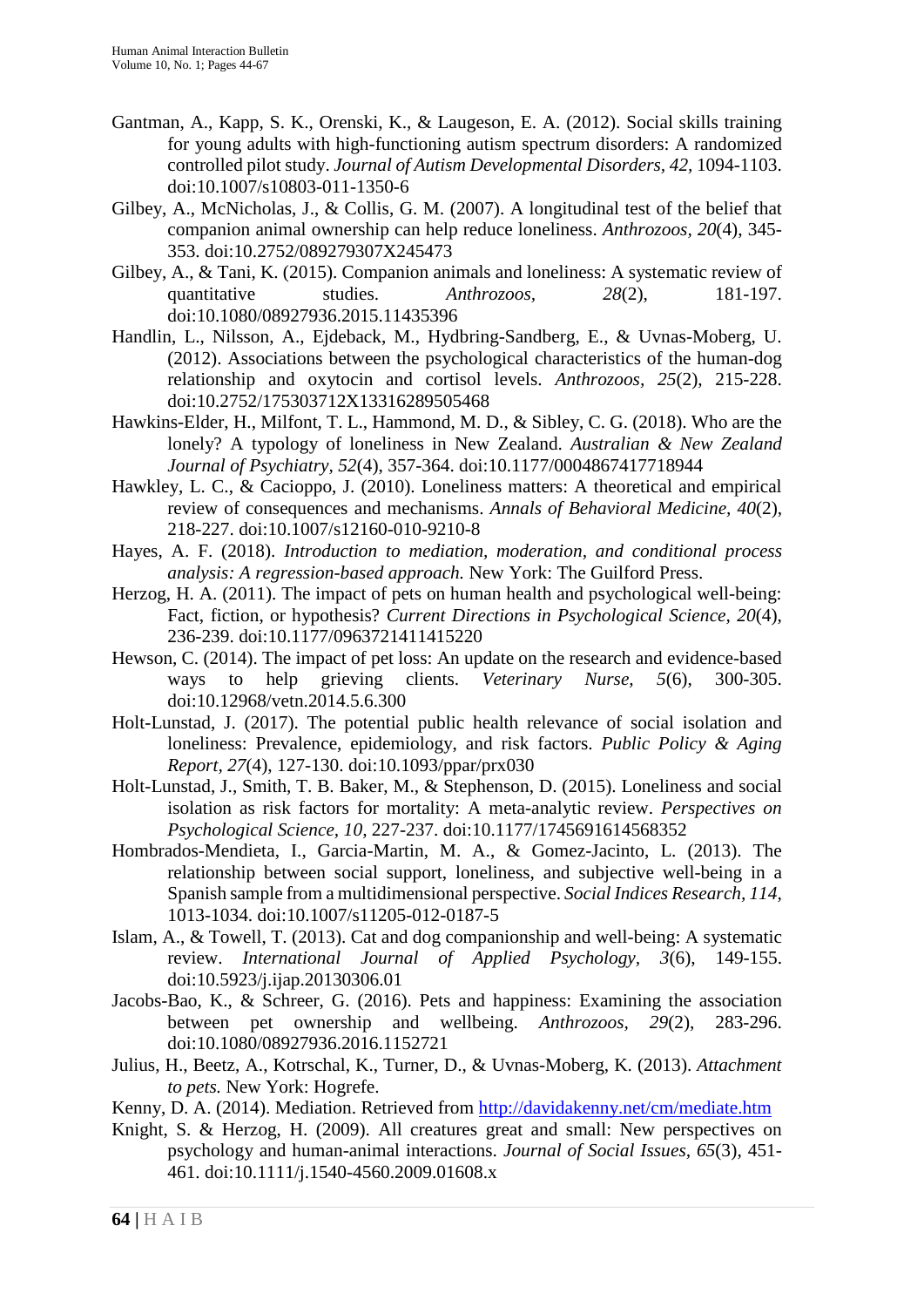Gantman, A., Kapp, S. K., Orenski, K., & Laugeson, E. A. (2012). Social skills training for young adults with high-functioning autism spectrum disorders: A randomized controlled pilot study. *Journal of Autism Developmental Disorders, 42,* 1094-1103. doi:10.1007/s10803-011-1350-6

Gilbey, A., McNicholas, J., & Collis, G. M. (2007). A longitudinal test of the belief that companion animal ownership can help reduce loneliness. *Anthrozoos, 20*(4), 345-353. doi:10.2752/089279307X245473

Gilbey, A., & Tani, K. (2015). Companion animals and loneliness: A systematic review of quantitative studies. *Anthrozoos, 28*(2), 181-197. doi:10.1080/08927936.2015.11435396

Handlin, L., Nilsson, A., Ejdeback, M., Hydbring-Sandberg, E., & Uvnas-Moberg, U. (2012). Associations between the psychological characteristics of the human-dog relationship and oxytocin and cortisol levels. *Anthrozoos*, *25*(2), 215-228. doi:10.2752/175303712X13316289505468

Hawkins-Elder, H., Milfont, T. L., Hammond, M. D., & Sibley, C. G. (2018). Who are the lonely? A typology of loneliness in New Zealand. *Australian & New Zealand Journal of Psychiatry*, *52*(4), 357-364. doi:10.1177/0004867417718944

Hawkley, L. C., & Cacioppo, J. (2010). Loneliness matters: A theoretical and empirical review of consequences and mechanisms. *Annals of Behavioral Medicine*, *40*(2), 218-227. doi:10.1007/s12160-010-9210-8

Hayes, A. F. (2018). *Introduction to mediation, moderation, and conditional process analysis: A regression-based approach.* New York: The Guilford Press.

Herzog, H. A. (2011). The impact of pets on human health and psychological well-being: Fact, fiction, or hypothesis? *Current Directions in Psychological Science, 20*(4), 236-239. doi:10.1177/0963721411415220

Hewson, C. (2014). The impact of pet loss: An update on the research and evidence-based ways to help grieving clients. *Veterinary Nurse, 5*(6), 300-305. doi:10.12968/vetn.2014.5.6.300

Holt-Lunstad, J. (2017). The potential public health relevance of social isolation and loneliness: Prevalence, epidemiology, and risk factors. *Public Policy & Aging Report, 27*(4), 127-130. doi:10.1093/ppar/prx030

Holt-Lunstad, J., Smith, T. B. Baker, M., & Stephenson, D. (2015). Loneliness and social isolation as risk factors for mortality: A meta-analytic review. *Perspectives on Psychological Science*, *10,* 227-237. doi:10.1177/1745691614568352

Hombrados-Mendieta, I., Garcia-Martin, M. A., & Gomez-Jacinto, L. (2013). The relationship between social support, loneliness, and subjective well-being in a Spanish sample from a multidimensional perspective. *Social Indices Research, 114,* 1013-1034. doi:10.1007/s11205-012-0187-5

Islam, A., & Towell, T. (2013). Cat and dog companionship and well-being: A systematic review. *International Journal of Applied Psychology*, *3*(6), 149-155. doi:10.5923/j.ijap.20130306.01

Jacobs-Bao, K., & Schreer, G. (2016). Pets and happiness: Examining the association between pet ownership and wellbeing. *Anthrozoos*, *29*(2), 283-296. doi:10.1080/08927936.2016.1152721

Julius, H., Beetz, A., Kotrschal, K., Turner, D., & Uvnas-Moberg, K. (2013). *Attachment to pets.* New York: Hogrefe.

Kenny, D. A. (2014). Mediation. Retrieved from http://davidakenny.net/cm/mediate.htm

Knight, S. & Herzog, H. (2009). All creatures great and small: New perspectives on psychology and human-animal interactions. *Journal of Social Issues*, *65*(3), 451-461. doi:10.1111/j.1540-4560.2009.01608.x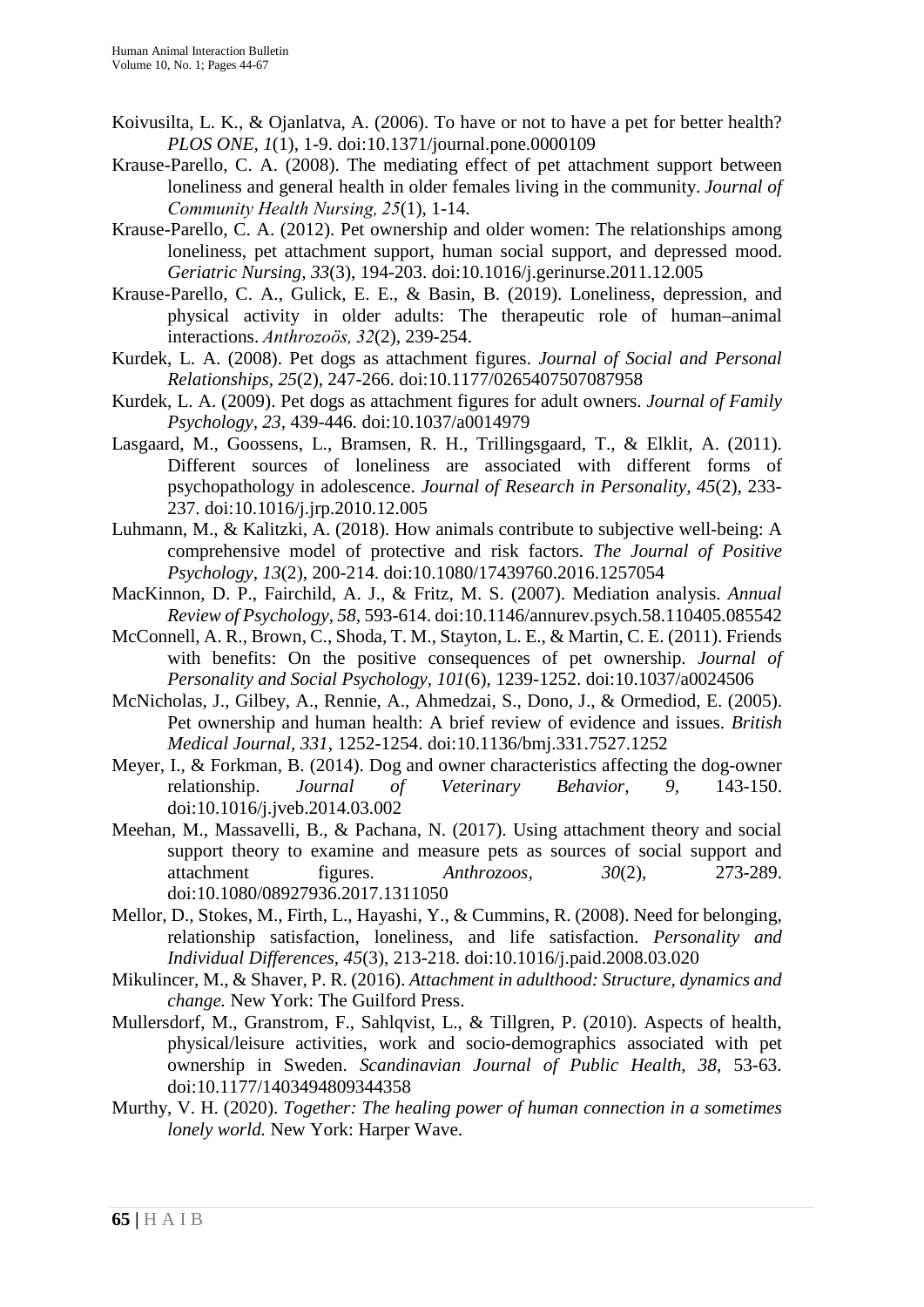Koivusilta, L. K., & Ojanlatva, A. (2006). To have or not to have a pet for better health? *PLOS ONE, 1*(1), 1-9. doi:10.1371/journal.pone.0000109

Krause-Parello, C. A. (2008). The mediating effect of pet attachment support between loneliness and general health in older females living in the community. *Journal of Community Health Nursing, 25*(1), 1-14.

Krause-Parello, C. A. (2012). Pet ownership and older women: The relationships among loneliness, pet attachment support, human social support, and depressed mood. *Geriatric Nursing, 33*(3), 194-203. doi:10.1016/j.gerinurse.2011.12.005

Krause-Parello, C. A., Gulick, E. E., & Basin, B. (2019). Loneliness, depression, and physical activity in older adults: The therapeutic role of human–animal interactions. *Anthrozoös, 32*(2), 239-254.

Kurdek, L. A. (2008). Pet dogs as attachment figures. *Journal of Social and Personal Relationships, 25*(2), 247-266. doi:10.1177/0265407507087958

Kurdek, L. A. (2009). Pet dogs as attachment figures for adult owners. *Journal of Family Psychology, 23*, 439-446. doi:10.1037/a0014979

Lasgaard, M., Goossens, L., Bramsen, R. H., Trillingsgaard, T., & Elklit, A. (2011). Different sources of loneliness are associated with different forms of psychopathology in adolescence. *Journal of Research in Personality, 45*(2), 233-237. doi:10.1016/j.jrp.2010.12.005

Luhmann, M., & Kalitzki, A. (2018). How animals contribute to subjective well-being: A comprehensive model of protective and risk factors. *The Journal of Positive Psychology, 13*(2), 200-214. doi:10.1080/17439760.2016.1257054

MacKinnon, D. P., Fairchild, A. J., & Fritz, M. S. (2007). Mediation analysis. *Annual Review of Psychology, 58*, 593-614. doi:10.1146/annurev.psych.58.110405.085542

McConnell, A. R., Brown, C., Shoda, T. M., Stayton, L. E., & Martin, C. E. (2011). Friends with benefits: On the positive consequences of pet ownership. *Journal of Personality and Social Psychology, 101*(6), 1239-1252. doi:10.1037/a0024506

McNicholas, J., Gilbey, A., Rennie, A., Ahmedzai, S., Dono, J., & Ormediod, E. (2005). Pet ownership and human health: A brief review of evidence and issues. *British Medical Journal, 331*, 1252-1254. doi:10.1136/bmj.331.7527.1252

Meyer, I., & Forkman, B. (2014). Dog and owner characteristics affecting the dog-owner relationship. *Journal of Veterinary Behavior, 9*, 143-150. doi:10.1016/j.jveb.2014.03.002

Meehan, M., Massavelli, B., & Pachana, N. (2017). Using attachment theory and social support theory to examine and measure pets as sources of social support and attachment figures. *Anthrozoos, 30*(2), 273-289. doi:10.1080/08927936.2017.1311050

Mellor, D., Stokes, M., Firth, L., Hayashi, Y., & Cummins, R. (2008). Need for belonging, relationship satisfaction, loneliness, and life satisfaction. *Personality and Individual Differences, 45*(3), 213-218. doi:10.1016/j.paid.2008.03.020

Mikulincer, M., & Shaver, P. R. (2016). *Attachment in adulthood: Structure, dynamics and change.* New York: The Guilford Press.

Mullersdorf, M., Granstrom, F., Sahlqvist, L., & Tillgren, P. (2010). Aspects of health, physical/leisure activities, work and socio-demographics associated with pet ownership in Sweden. *Scandinavian Journal of Public Health, 38*, 53-63. doi:10.1177/1403494809344358

Murthy, V. H. (2020). *Together: The healing power of human connection in a sometimes lonely world.* New York: Harper Wave.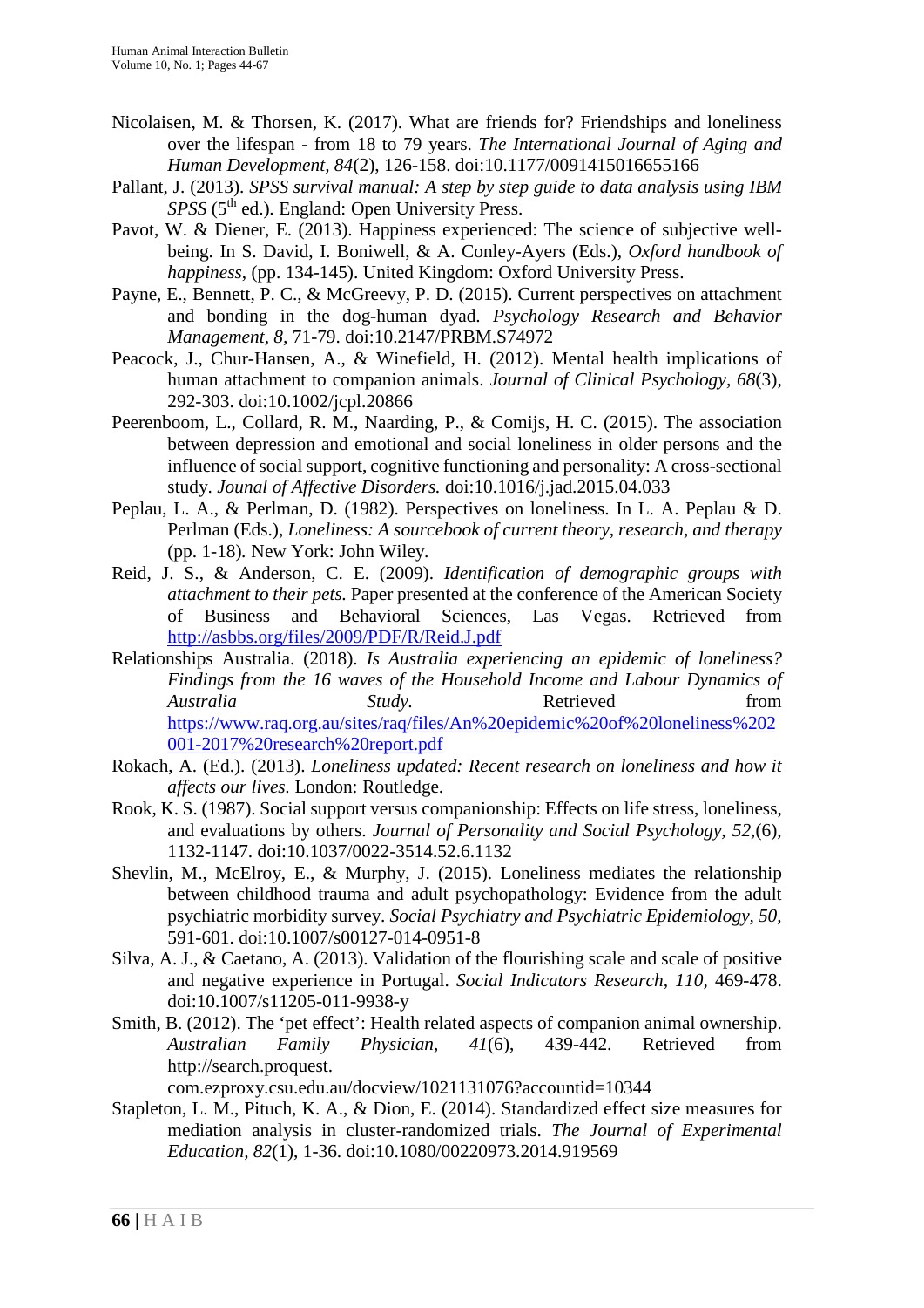Nicolaisen, M. & Thorsen, K. (2017). What are friends for? Friendships and loneliness over the lifespan - from 18 to 79 years. *The International Journal of Aging and Human Development*, *84*(2), 126-158. doi:10.1177/0091415016655166

Pallant, J. (2013). *SPSS survival manual: A step by step guide to data analysis using IBM SPSS* (5th ed.). England: Open University Press.

Pavot, W. & Diener, E. (2013). Happiness experienced: The science of subjective well-being. In S. David, I. Boniwell, & A. Conley-Ayers (Eds.), *Oxford handbook of happiness*, (pp. 134-145). United Kingdom: Oxford University Press.

Payne, E., Bennett, P. C., & McGreevy, P. D. (2015). Current perspectives on attachment and bonding in the dog-human dyad. *Psychology Research and Behavior Management*, *8*, 71-79. doi:10.2147/PRBM.S74972

Peacock, J., Chur-Hansen, A., & Winefield, H. (2012). Mental health implications of human attachment to companion animals. *Journal of Clinical Psychology*, *68*(3), 292-303. doi:10.1002/jcpl.20866

Peerenboom, L., Collard, R. M., Naarding, P., & Comijs, H. C. (2015). The association between depression and emotional and social loneliness in older persons and the influence of social support, cognitive functioning and personality: A cross-sectional study. *Jounal of Affective Disorders.* doi:10.1016/j.jad.2015.04.033

Peplau, L. A., & Perlman, D. (1982). Perspectives on loneliness. In L. A. Peplau & D. Perlman (Eds.), *Loneliness: A sourcebook of current theory, research, and therapy* (pp. 1-18). New York: John Wiley.

Reid, J. S., & Anderson, C. E. (2009). *Identification of demographic groups with attachment to their pets.* Paper presented at the conference of the American Society of Business and Behavioral Sciences, Las Vegas. Retrieved from http://asbbs.org/files/2009/PDF/R/Reid.J.pdf

Relationships Australia. (2018). *Is Australia experiencing an epidemic of loneliness? Findings from the 16 waves of the Household Income and Labour Dynamics of Australia Study.* Retrieved from https://www.raq.org.au/sites/raq/files/An%20epidemic%20of%20loneliness%202001-2017%20research%20report.pdf

Rokach, A. (Ed.). (2013). *Loneliness updated: Recent research on loneliness and how it affects our lives.* London: Routledge.

Rook, K. S. (1987). Social support versus companionship: Effects on life stress, loneliness, and evaluations by others. *Journal of Personality and Social Psychology, 52*,(6), 1132-1147. doi:10.1037/0022-3514.52.6.1132

Shevlin, M., McElroy, E., & Murphy, J. (2015). Loneliness mediates the relationship between childhood trauma and adult psychopathology: Evidence from the adult psychiatric morbidity survey. *Social Psychiatry and Psychiatric Epidemiology, 50,* 591-601. doi:10.1007/s00127-014-0951-8

Silva, A. J., & Caetano, A. (2013). Validation of the flourishing scale and scale of positive and negative experience in Portugal. *Social Indicators Research*, *110*, 469-478. doi:10.1007/s11205-011-9938-y

Smith, B. (2012). The 'pet effect': Health related aspects of companion animal ownership. *Australian Family Physician*, *41*(6), 439-442. Retrieved from http://search.proquest.com.ezproxy.csu.edu.au/docview/1021131076?accountid=10344

Stapleton, L. M., Pituch, K. A., & Dion, E. (2014). Standardized effect size measures for mediation analysis in cluster-randomized trials. *The Journal of Experimental Education*, *82*(1), 1-36. doi:10.1080/00220973.2014.919569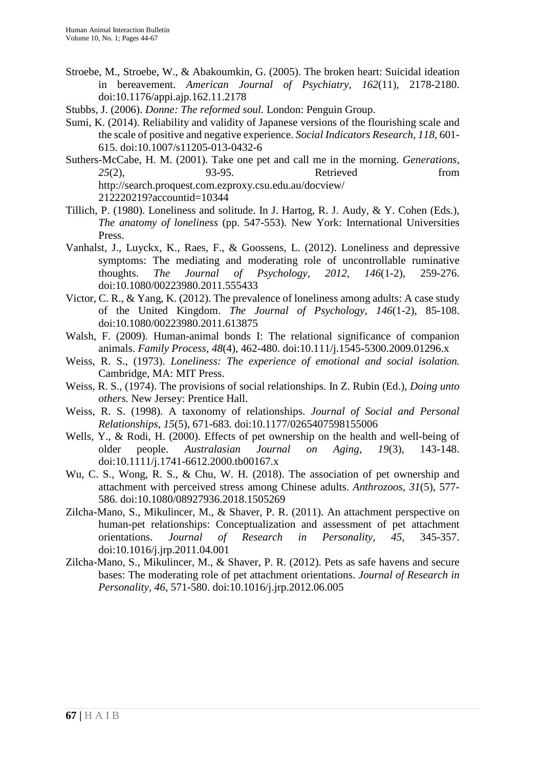Stroebe, M., Stroebe, W., & Abakoumkin, G. (2005). The broken heart: Suicidal ideation in bereavement. *American Journal of Psychiatry, 162*(11), 2178-2180. doi:10.1176/appi.ajp.162.11.2178

Stubbs, J. (2006). *Donne: The reformed soul.* London: Penguin Group.

Sumi, K. (2014). Reliability and validity of Japanese versions of the flourishing scale and the scale of positive and negative experience. *Social Indicators Research, 118*, 601-615. doi:10.1007/s11205-013-0432-6

Suthers-McCabe, H. M. (2001). Take one pet and call me in the morning. *Generations, 25*(2), 93-95. Retrieved from http://search.proquest.com.ezproxy.csu.edu.au/docview/212220219?accountid=10344

Tillich, P. (1980). Loneliness and solitude. In J. Hartog, R. J. Audy, & Y. Cohen (Eds.), *The anatomy of loneliness* (pp. 547-553). New York: International Universities Press.

Vanhalst, J., Luyckx, K., Raes, F., & Goossens, L. (2012). Loneliness and depressive symptoms: The mediating and moderating role of uncontrollable ruminative thoughts. *The Journal of Psychology, 2012, 146*(1-2), 259-276. doi:10.1080/00223980.2011.555433

Victor, C. R., & Yang, K. (2012). The prevalence of loneliness among adults: A case study of the United Kingdom. *The Journal of Psychology, 146*(1-2), 85-108. doi:10.1080/00223980.2011.613875

Walsh, F. (2009). Human-animal bonds I: The relational significance of companion animals. *Family Process, 48*(4), 462-480. doi:10.111/j.1545-5300.2009.01296.x

Weiss, R. S., (1973). *Loneliness: The experience of emotional and social isolation.* Cambridge, MA: MIT Press.

Weiss, R. S., (1974). The provisions of social relationships. In Z. Rubin (Ed.), *Doing unto others.* New Jersey: Prentice Hall.

Weiss, R. S. (1998). A taxonomy of relationships. *Journal of Social and Personal Relationships, 15*(5), 671-683. doi:10.1177/0265407598155006

Wells, Y., & Rodi, H. (2000). Effects of pet ownership on the health and well-being of older people. *Australasian Journal on Aging, 19*(3), 143-148. doi:10.1111/j.1741-6612.2000.tb00167.x

Wu, C. S., Wong, R. S., & Chu, W. H. (2018). The association of pet ownership and attachment with perceived stress among Chinese adults. *Anthrozoos, 31*(5), 577-586. doi:10.1080/08927936.2018.1505269

Zilcha-Mano, S., Mikulincer, M., & Shaver, P. R. (2011). An attachment perspective on human-pet relationships: Conceptualization and assessment of pet attachment orientations. *Journal of Research in Personality, 45,* 345-357. doi:10.1016/j.jrp.2011.04.001

Zilcha-Mano, S., Mikulincer, M., & Shaver, P. R. (2012). Pets as safe havens and secure bases: The moderating role of pet attachment orientations. *Journal of Research in Personality, 46,* 571-580. doi:10.1016/j.jrp.2012.06.005